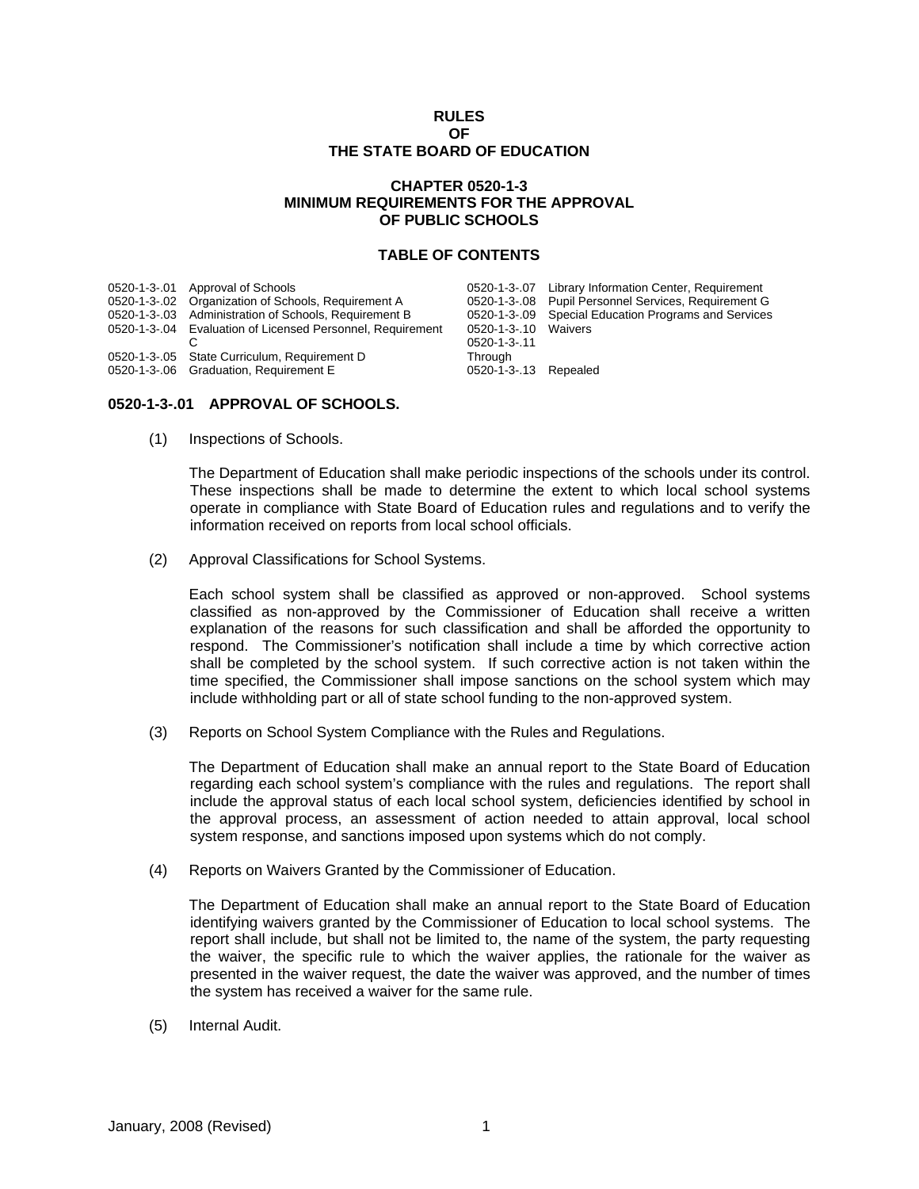# RULES
# OF
# THE STATE BOARD OF EDUCATION

## CHAPTER 0520-1-3
## MINIMUM REQUIREMENTS FOR THE APPROVAL OF PUBLIC SCHOOLS

### TABLE OF CONTENTS

| | |
|---|---|
| 0520-1-3-.01 | Approval of Schools |
| 0520-1-3-.02 | Organization of Schools, Requirement A |
| 0520-1-3-.03 | Administration of Schools, Requirement B |
| 0520-1-3-.04 | Evaluation of Licensed Personnel, Requirement C |
| 0520-1-3-.05 | State Curriculum, Requirement D |
| 0520-1-3-.06 | Graduation, Requirement E |
| 0520-1-3-.07 | Library Information Center, Requirement |
| 0520-1-3-.08 | Pupil Personnel Services, Requirement G |
| 0520-1-3-.09 | Special Education Programs and Services |
| 0520-1-3-.10 | Waivers |
| 0520-1-3-.11 Through 0520-1-3-.13 | Repealed |

### 0520-1-3-.01 APPROVAL OF SCHOOLS.

(1) Inspections of Schools.

The Department of Education shall make periodic inspections of the schools under its control. These inspections shall be made to determine the extent to which local school systems operate in compliance with State Board of Education rules and regulations and to verify the information received on reports from local school officials.

(2) Approval Classifications for School Systems.

Each school system shall be classified as approved or non-approved. School systems classified as non-approved by the Commissioner of Education shall receive a written explanation of the reasons for such classification and shall be afforded the opportunity to respond. The Commissioner's notification shall include a time by which corrective action shall be completed by the school system. If such corrective action is not taken within the time specified, the Commissioner shall impose sanctions on the school system which may include withholding part or all of state school funding to the non-approved system.

(3) Reports on School System Compliance with the Rules and Regulations.

The Department of Education shall make an annual report to the State Board of Education regarding each school system's compliance with the rules and regulations. The report shall include the approval status of each local school system, deficiencies identified by school in the approval process, an assessment of action needed to attain approval, local school system response, and sanctions imposed upon systems which do not comply.

(4) Reports on Waivers Granted by the Commissioner of Education.

The Department of Education shall make an annual report to the State Board of Education identifying waivers granted by the Commissioner of Education to local school systems. The report shall include, but shall not be limited to, the name of the system, the party requesting the waiver, the specific rule to which the waiver applies, the rationale for the waiver as presented in the waiver request, the date the waiver was approved, and the number of times the system has received a waiver for the same rule.

(5) Internal Audit.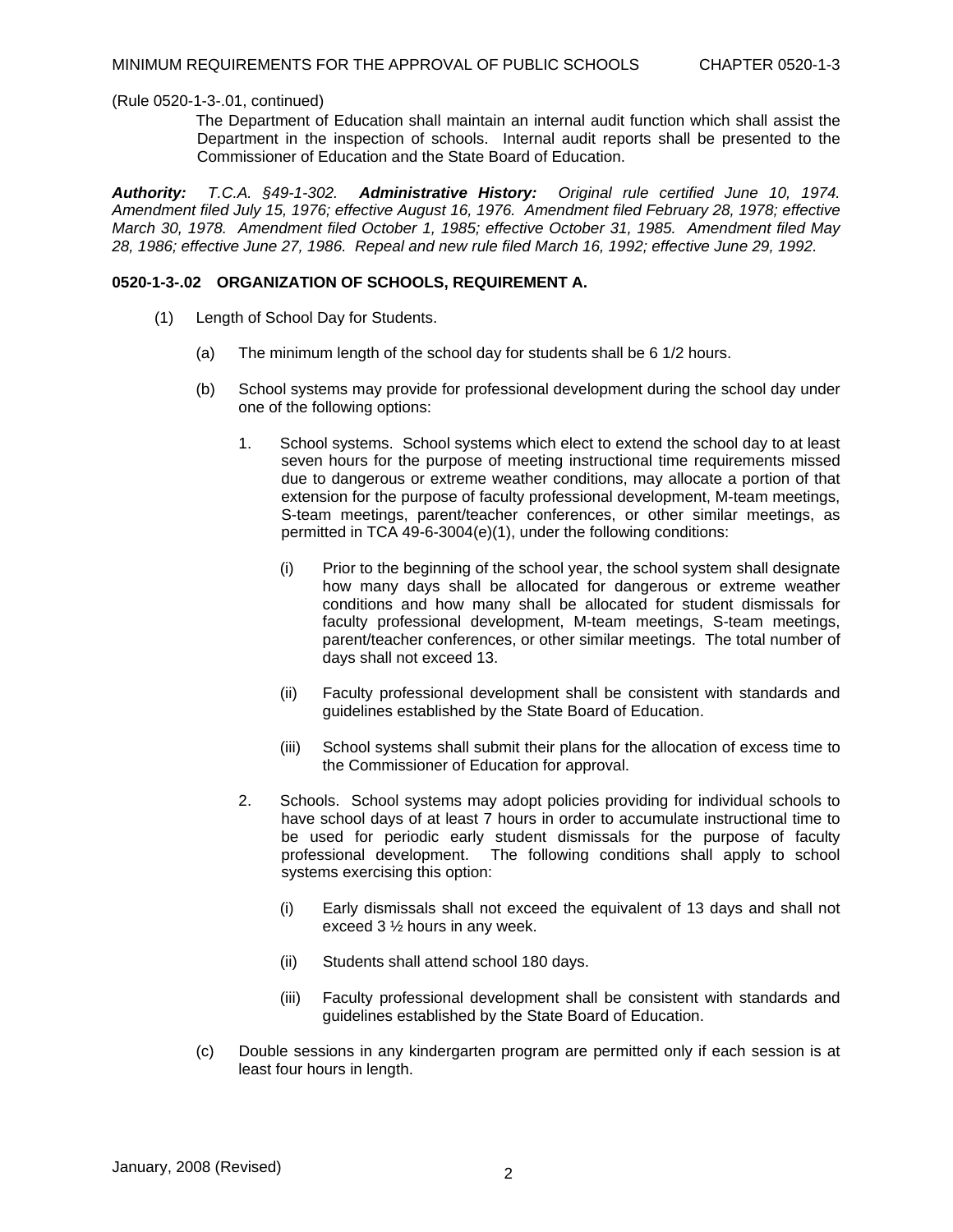(Rule 0520-1-3-.01, continued)

The Department of Education shall maintain an internal audit function which shall assist the Department in the inspection of schools. Internal audit reports shall be presented to the Commissioner of Education and the State Board of Education.

***Authority:*** *T.C.A. §49-1-302.* ***Administrative History:*** *Original rule certified June 10, 1974. Amendment filed July 15, 1976; effective August 16, 1976. Amendment filed February 28, 1978; effective March 30, 1978. Amendment filed October 1, 1985; effective October 31, 1985. Amendment filed May 28, 1986; effective June 27, 1986. Repeal and new rule filed March 16, 1992; effective June 29, 1992.*

**0520-1-3-.02 ORGANIZATION OF SCHOOLS, REQUIREMENT A.**

(1) Length of School Day for Students.

(a) The minimum length of the school day for students shall be 6 1/2 hours.

(b) School systems may provide for professional development during the school day under one of the following options:

1. School systems. School systems which elect to extend the school day to at least seven hours for the purpose of meeting instructional time requirements missed due to dangerous or extreme weather conditions, may allocate a portion of that extension for the purpose of faculty professional development, M-team meetings, S-team meetings, parent/teacher conferences, or other similar meetings, as permitted in TCA 49-6-3004(e)(1), under the following conditions:

(i) Prior to the beginning of the school year, the school system shall designate how many days shall be allocated for dangerous or extreme weather conditions and how many shall be allocated for student dismissals for faculty professional development, M-team meetings, S-team meetings, parent/teacher conferences, or other similar meetings. The total number of days shall not exceed 13.

(ii) Faculty professional development shall be consistent with standards and guidelines established by the State Board of Education.

(iii) School systems shall submit their plans for the allocation of excess time to the Commissioner of Education for approval.

2. Schools. School systems may adopt policies providing for individual schools to have school days of at least 7 hours in order to accumulate instructional time to be used for periodic early student dismissals for the purpose of faculty professional development. The following conditions shall apply to school systems exercising this option:

(i) Early dismissals shall not exceed the equivalent of 13 days and shall not exceed 3 ½ hours in any week.

(ii) Students shall attend school 180 days.

(iii) Faculty professional development shall be consistent with standards and guidelines established by the State Board of Education.

(c) Double sessions in any kindergarten program are permitted only if each session is at least four hours in length.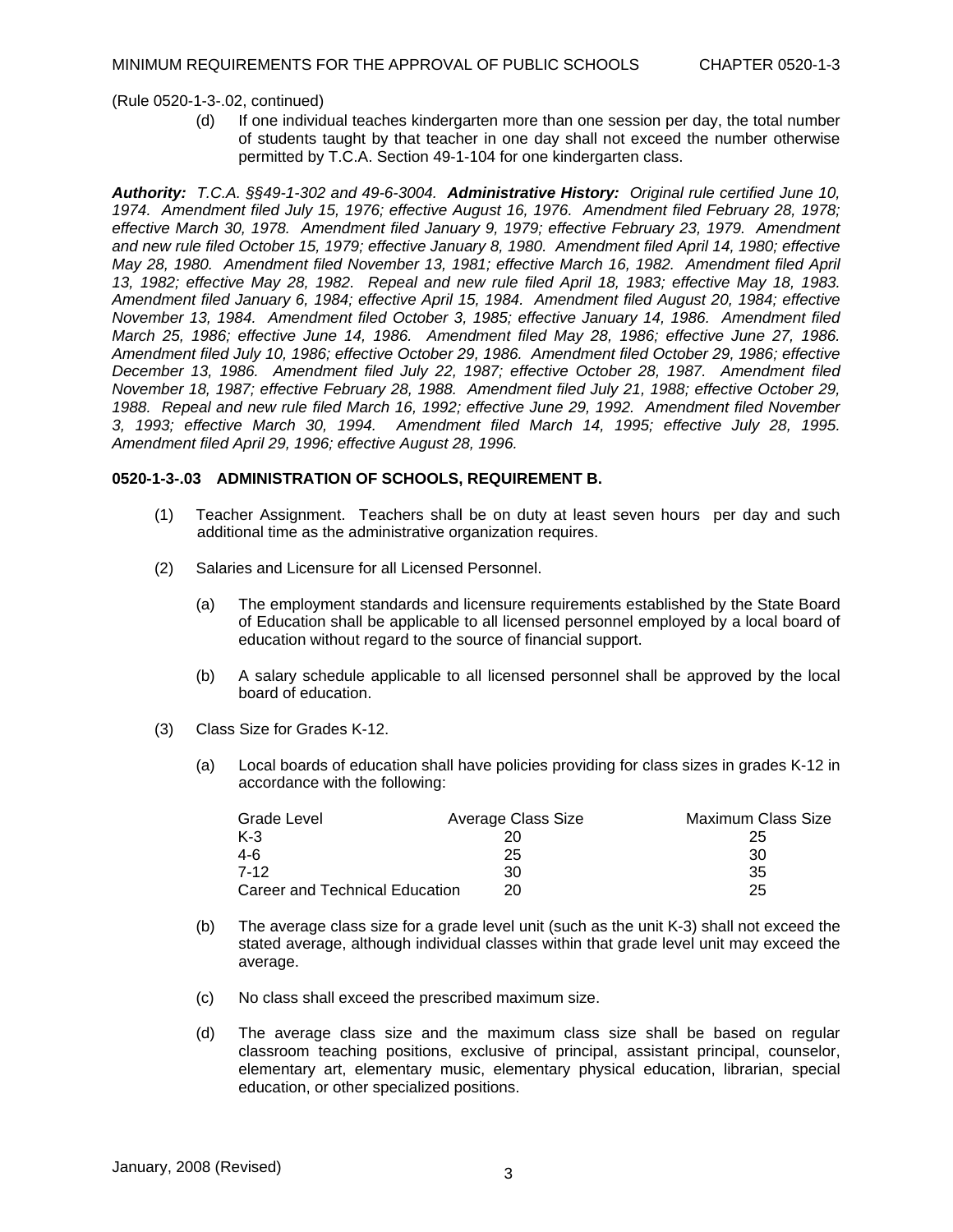(Rule 0520-1-3-.02, continued)

(d) If one individual teaches kindergarten more than one session per day, the total number of students taught by that teacher in one day shall not exceed the number otherwise permitted by T.C.A. Section 49-1-104 for one kindergarten class.

***Authority:*** *T.C.A. §§49-1-302 and 49-6-3004.* ***Administrative History:*** *Original rule certified June 10, 1974. Amendment filed July 15, 1976; effective August 16, 1976. Amendment filed February 28, 1978; effective March 30, 1978. Amendment filed January 9, 1979; effective February 23, 1979. Amendment and new rule filed October 15, 1979; effective January 8, 1980. Amendment filed April 14, 1980; effective May 28, 1980. Amendment filed November 13, 1981; effective March 16, 1982. Amendment filed April 13, 1982; effective May 28, 1982. Repeal and new rule filed April 18, 1983; effective May 18, 1983. Amendment filed January 6, 1984; effective April 15, 1984. Amendment filed August 20, 1984; effective November 13, 1984. Amendment filed October 3, 1985; effective January 14, 1986. Amendment filed March 25, 1986; effective June 14, 1986. Amendment filed May 28, 1986; effective June 27, 1986. Amendment filed July 10, 1986; effective October 29, 1986. Amendment filed October 29, 1986; effective December 13, 1986. Amendment filed July 22, 1987; effective October 28, 1987. Amendment filed November 18, 1987; effective February 28, 1988. Amendment filed July 21, 1988; effective October 29, 1988. Repeal and new rule filed March 16, 1992; effective June 29, 1992. Amendment filed November 3, 1993; effective March 30, 1994. Amendment filed March 14, 1995; effective July 28, 1995. Amendment filed April 29, 1996; effective August 28, 1996.*

**0520-1-3-.03 ADMINISTRATION OF SCHOOLS, REQUIREMENT B.**

(1) Teacher Assignment. Teachers shall be on duty at least seven hours per day and such additional time as the administrative organization requires.

(2) Salaries and Licensure for all Licensed Personnel.

(a) The employment standards and licensure requirements established by the State Board of Education shall be applicable to all licensed personnel employed by a local board of education without regard to the source of financial support.

(b) A salary schedule applicable to all licensed personnel shall be approved by the local board of education.

(3) Class Size for Grades K-12.

(a) Local boards of education shall have policies providing for class sizes in grades K-12 in accordance with the following:

| Grade Level | Average Class Size | Maximum Class Size |
|---|---|---|
| K-3 | 20 | 25 |
| 4-6 | 25 | 30 |
| 7-12 | 30 | 35 |
| Career and Technical Education | 20 | 25 |

(b) The average class size for a grade level unit (such as the unit K-3) shall not exceed the stated average, although individual classes within that grade level unit may exceed the average.

(c) No class shall exceed the prescribed maximum size.

(d) The average class size and the maximum class size shall be based on regular classroom teaching positions, exclusive of principal, assistant principal, counselor, elementary art, elementary music, elementary physical education, librarian, special education, or other specialized positions.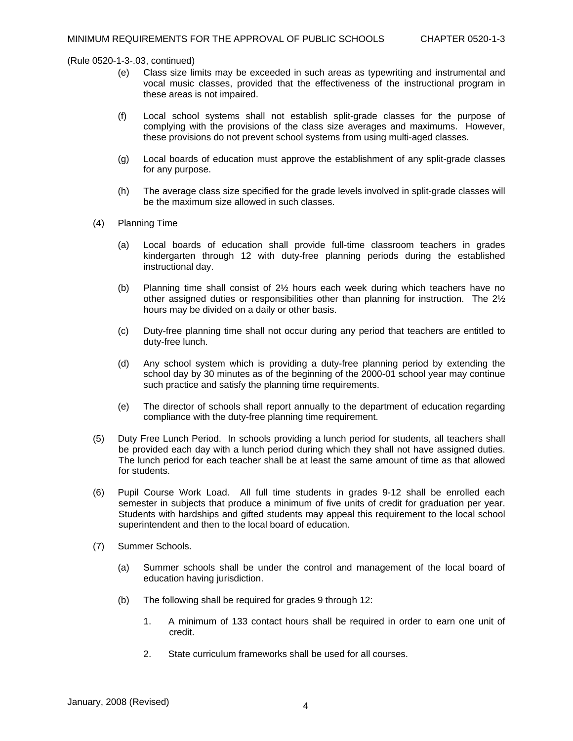(Rule 0520-1-3-.03, continued)

(e) Class size limits may be exceeded in such areas as typewriting and instrumental and vocal music classes, provided that the effectiveness of the instructional program in these areas is not impaired.

(f) Local school systems shall not establish split-grade classes for the purpose of complying with the provisions of the class size averages and maximums. However, these provisions do not prevent school systems from using multi-aged classes.

(g) Local boards of education must approve the establishment of any split-grade classes for any purpose.

(h) The average class size specified for the grade levels involved in split-grade classes will be the maximum size allowed in such classes.

(4) Planning Time

(a) Local boards of education shall provide full-time classroom teachers in grades kindergarten through 12 with duty-free planning periods during the established instructional day.

(b) Planning time shall consist of 2½ hours each week during which teachers have no other assigned duties or responsibilities other than planning for instruction. The 2½ hours may be divided on a daily or other basis.

(c) Duty-free planning time shall not occur during any period that teachers are entitled to duty-free lunch.

(d) Any school system which is providing a duty-free planning period by extending the school day by 30 minutes as of the beginning of the 2000-01 school year may continue such practice and satisfy the planning time requirements.

(e) The director of schools shall report annually to the department of education regarding compliance with the duty-free planning time requirement.

(5) Duty Free Lunch Period. In schools providing a lunch period for students, all teachers shall be provided each day with a lunch period during which they shall not have assigned duties. The lunch period for each teacher shall be at least the same amount of time as that allowed for students.

(6) Pupil Course Work Load. All full time students in grades 9-12 shall be enrolled each semester in subjects that produce a minimum of five units of credit for graduation per year. Students with hardships and gifted students may appeal this requirement to the local school superintendent and then to the local board of education.

(7) Summer Schools.

(a) Summer schools shall be under the control and management of the local board of education having jurisdiction.

(b) The following shall be required for grades 9 through 12:

1. A minimum of 133 contact hours shall be required in order to earn one unit of credit.

2. State curriculum frameworks shall be used for all courses.

January, 2008 (Revised)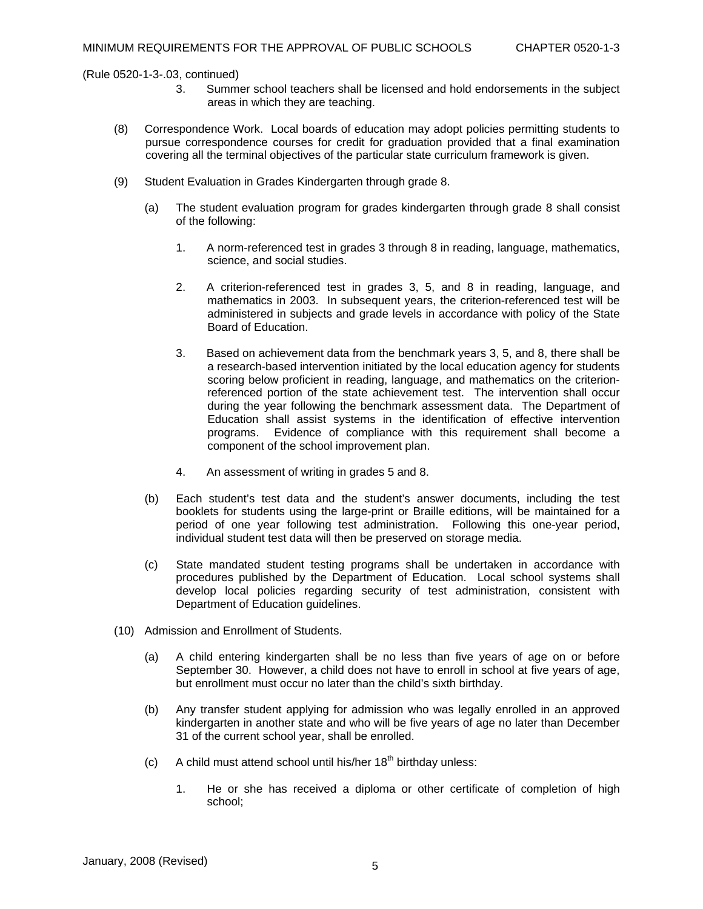(Rule 0520-1-3-.03, continued)

3. Summer school teachers shall be licensed and hold endorsements in the subject areas in which they are teaching.

(8) Correspondence Work. Local boards of education may adopt policies permitting students to pursue correspondence courses for credit for graduation provided that a final examination covering all the terminal objectives of the particular state curriculum framework is given.

(9) Student Evaluation in Grades Kindergarten through grade 8.

(a) The student evaluation program for grades kindergarten through grade 8 shall consist of the following:

1. A norm-referenced test in grades 3 through 8 in reading, language, mathematics, science, and social studies.

2. A criterion-referenced test in grades 3, 5, and 8 in reading, language, and mathematics in 2003. In subsequent years, the criterion-referenced test will be administered in subjects and grade levels in accordance with policy of the State Board of Education.

3. Based on achievement data from the benchmark years 3, 5, and 8, there shall be a research-based intervention initiated by the local education agency for students scoring below proficient in reading, language, and mathematics on the criterion-referenced portion of the state achievement test. The intervention shall occur during the year following the benchmark assessment data. The Department of Education shall assist systems in the identification of effective intervention programs. Evidence of compliance with this requirement shall become a component of the school improvement plan.

4. An assessment of writing in grades 5 and 8.

(b) Each student's test data and the student's answer documents, including the test booklets for students using the large-print or Braille editions, will be maintained for a period of one year following test administration. Following this one-year period, individual student test data will then be preserved on storage media.

(c) State mandated student testing programs shall be undertaken in accordance with procedures published by the Department of Education. Local school systems shall develop local policies regarding security of test administration, consistent with Department of Education guidelines.

(10) Admission and Enrollment of Students.

(a) A child entering kindergarten shall be no less than five years of age on or before September 30. However, a child does not have to enroll in school at five years of age, but enrollment must occur no later than the child's sixth birthday.

(b) Any transfer student applying for admission who was legally enrolled in an approved kindergarten in another state and who will be five years of age no later than December 31 of the current school year, shall be enrolled.

(c) A child must attend school until his/her 18th birthday unless:

1. He or she has received a diploma or other certificate of completion of high school;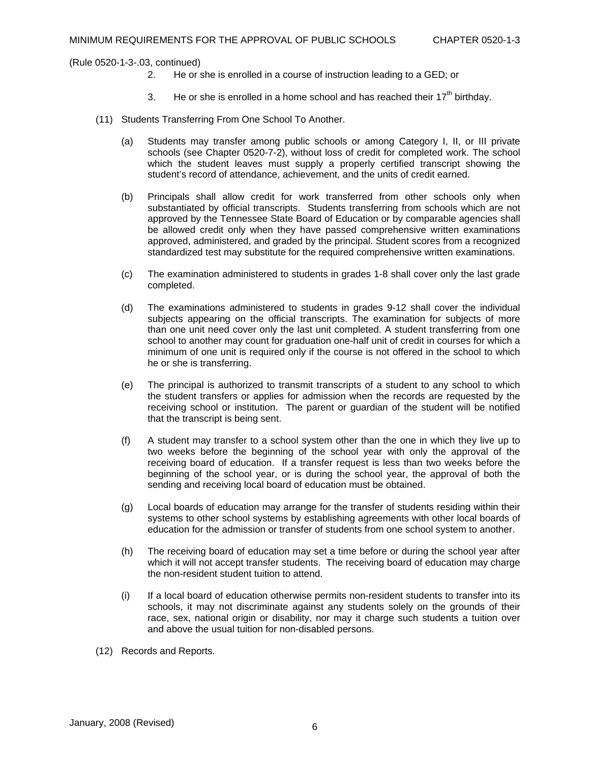(Rule 0520-1-3-.03, continued)

2. He or she is enrolled in a course of instruction leading to a GED; or

3. He or she is enrolled in a home school and has reached their 17th birthday.

(11) Students Transferring From One School To Another.

(a) Students may transfer among public schools or among Category I, II, or III private schools (see Chapter 0520-7-2), without loss of credit for completed work. The school which the student leaves must supply a properly certified transcript showing the student's record of attendance, achievement, and the units of credit earned.

(b) Principals shall allow credit for work transferred from other schools only when substantiated by official transcripts. Students transferring from schools which are not approved by the Tennessee State Board of Education or by comparable agencies shall be allowed credit only when they have passed comprehensive written examinations approved, administered, and graded by the principal. Student scores from a recognized standardized test may substitute for the required comprehensive written examinations.

(c) The examination administered to students in grades 1-8 shall cover only the last grade completed.

(d) The examinations administered to students in grades 9-12 shall cover the individual subjects appearing on the official transcripts. The examination for subjects of more than one unit need cover only the last unit completed. A student transferring from one school to another may count for graduation one-half unit of credit in courses for which a minimum of one unit is required only if the course is not offered in the school to which he or she is transferring.

(e) The principal is authorized to transmit transcripts of a student to any school to which the student transfers or applies for admission when the records are requested by the receiving school or institution. The parent or guardian of the student will be notified that the transcript is being sent.

(f) A student may transfer to a school system other than the one in which they live up to two weeks before the beginning of the school year with only the approval of the receiving board of education. If a transfer request is less than two weeks before the beginning of the school year, or is during the school year, the approval of both the sending and receiving local board of education must be obtained.

(g) Local boards of education may arrange for the transfer of students residing within their systems to other school systems by establishing agreements with other local boards of education for the admission or transfer of students from one school system to another.

(h) The receiving board of education may set a time before or during the school year after which it will not accept transfer students. The receiving board of education may charge the non-resident student tuition to attend.

(i) If a local board of education otherwise permits non-resident students to transfer into its schools, it may not discriminate against any students solely on the grounds of their race, sex, national origin or disability, nor may it charge such students a tuition over and above the usual tuition for non-disabled persons.

(12) Records and Reports.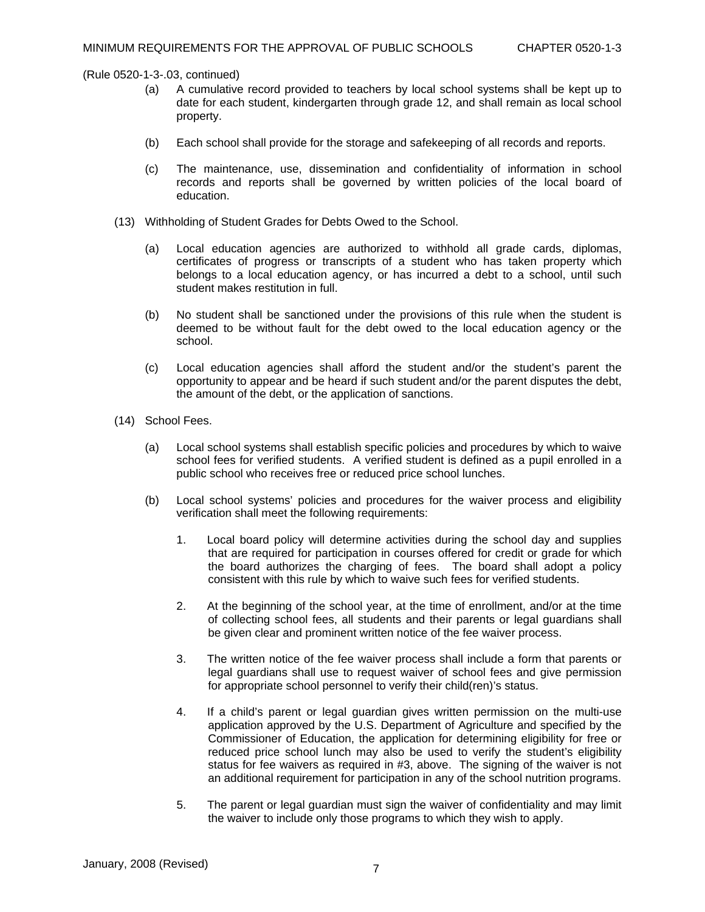(Rule 0520-1-3-.03, continued)

(a) A cumulative record provided to teachers by local school systems shall be kept up to date for each student, kindergarten through grade 12, and shall remain as local school property.

(b) Each school shall provide for the storage and safekeeping of all records and reports.

(c) The maintenance, use, dissemination and confidentiality of information in school records and reports shall be governed by written policies of the local board of education.

(13) Withholding of Student Grades for Debts Owed to the School.

(a) Local education agencies are authorized to withhold all grade cards, diplomas, certificates of progress or transcripts of a student who has taken property which belongs to a local education agency, or has incurred a debt to a school, until such student makes restitution in full.

(b) No student shall be sanctioned under the provisions of this rule when the student is deemed to be without fault for the debt owed to the local education agency or the school.

(c) Local education agencies shall afford the student and/or the student's parent the opportunity to appear and be heard if such student and/or the parent disputes the debt, the amount of the debt, or the application of sanctions.

(14) School Fees.

(a) Local school systems shall establish specific policies and procedures by which to waive school fees for verified students. A verified student is defined as a pupil enrolled in a public school who receives free or reduced price school lunches.

(b) Local school systems' policies and procedures for the waiver process and eligibility verification shall meet the following requirements:

1. Local board policy will determine activities during the school day and supplies that are required for participation in courses offered for credit or grade for which the board authorizes the charging of fees. The board shall adopt a policy consistent with this rule by which to waive such fees for verified students.

2. At the beginning of the school year, at the time of enrollment, and/or at the time of collecting school fees, all students and their parents or legal guardians shall be given clear and prominent written notice of the fee waiver process.

3. The written notice of the fee waiver process shall include a form that parents or legal guardians shall use to request waiver of school fees and give permission for appropriate school personnel to verify their child(ren)'s status.

4. If a child's parent or legal guardian gives written permission on the multi-use application approved by the U.S. Department of Agriculture and specified by the Commissioner of Education, the application for determining eligibility for free or reduced price school lunch may also be used to verify the student's eligibility status for fee waivers as required in #3, above. The signing of the waiver is not an additional requirement for participation in any of the school nutrition programs.

5. The parent or legal guardian must sign the waiver of confidentiality and may limit the waiver to include only those programs to which they wish to apply.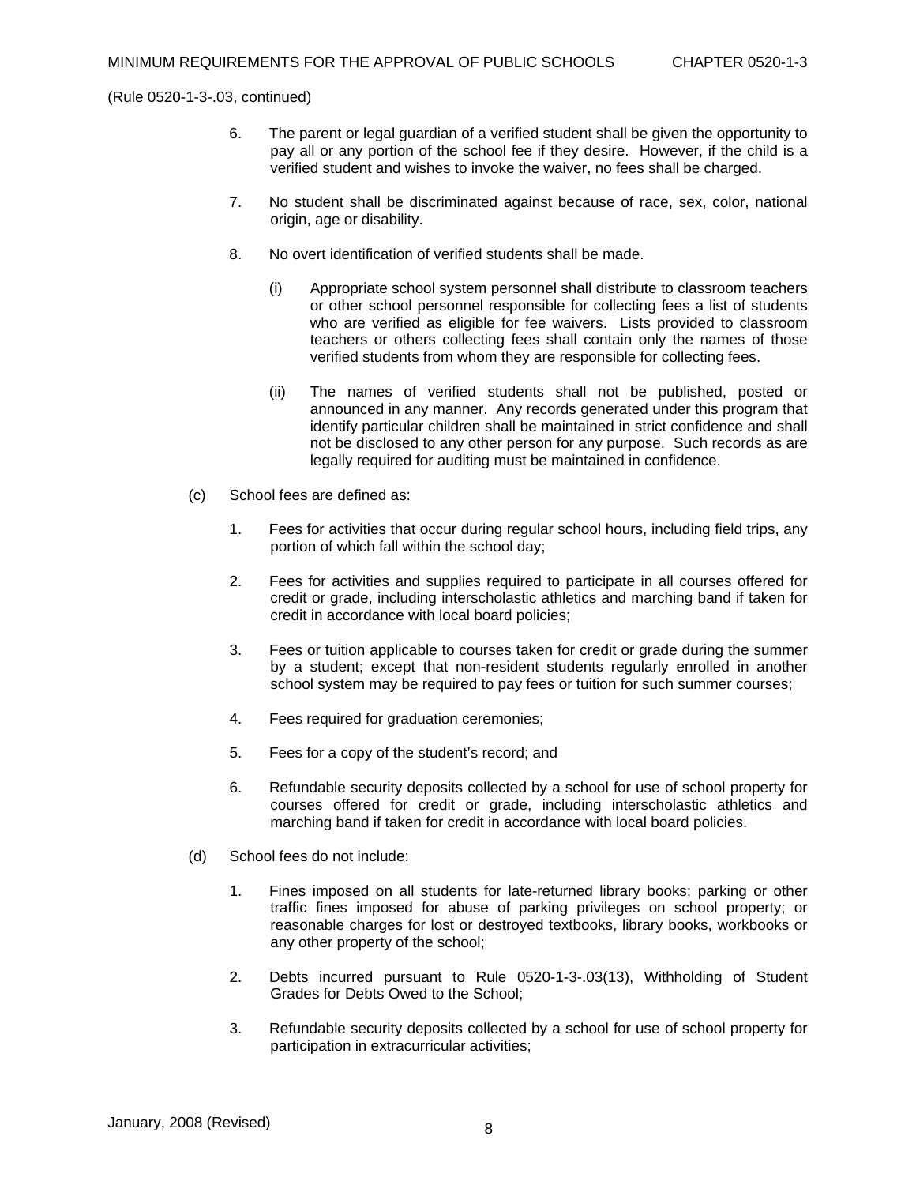(Rule 0520-1-3-.03, continued)

6. The parent or legal guardian of a verified student shall be given the opportunity to pay all or any portion of the school fee if they desire. However, if the child is a verified student and wishes to invoke the waiver, no fees shall be charged.

7. No student shall be discriminated against because of race, sex, color, national origin, age or disability.

8. No overt identification of verified students shall be made.

   (i) Appropriate school system personnel shall distribute to classroom teachers or other school personnel responsible for collecting fees a list of students who are verified as eligible for fee waivers. Lists provided to classroom teachers or others collecting fees shall contain only the names of those verified students from whom they are responsible for collecting fees.

   (ii) The names of verified students shall not be published, posted or announced in any manner. Any records generated under this program that identify particular children shall be maintained in strict confidence and shall not be disclosed to any other person for any purpose. Such records as are legally required for auditing must be maintained in confidence.

(c) School fees are defined as:

1. Fees for activities that occur during regular school hours, including field trips, any portion of which fall within the school day;

2. Fees for activities and supplies required to participate in all courses offered for credit or grade, including interscholastic athletics and marching band if taken for credit in accordance with local board policies;

3. Fees or tuition applicable to courses taken for credit or grade during the summer by a student; except that non-resident students regularly enrolled in another school system may be required to pay fees or tuition for such summer courses;

4. Fees required for graduation ceremonies;

5. Fees for a copy of the student's record; and

6. Refundable security deposits collected by a school for use of school property for courses offered for credit or grade, including interscholastic athletics and marching band if taken for credit in accordance with local board policies.

(d) School fees do not include:

1. Fines imposed on all students for late-returned library books; parking or other traffic fines imposed for abuse of parking privileges on school property; or reasonable charges for lost or destroyed textbooks, library books, workbooks or any other property of the school;

2. Debts incurred pursuant to Rule 0520-1-3-.03(13), Withholding of Student Grades for Debts Owed to the School;

3. Refundable security deposits collected by a school for use of school property for participation in extracurricular activities;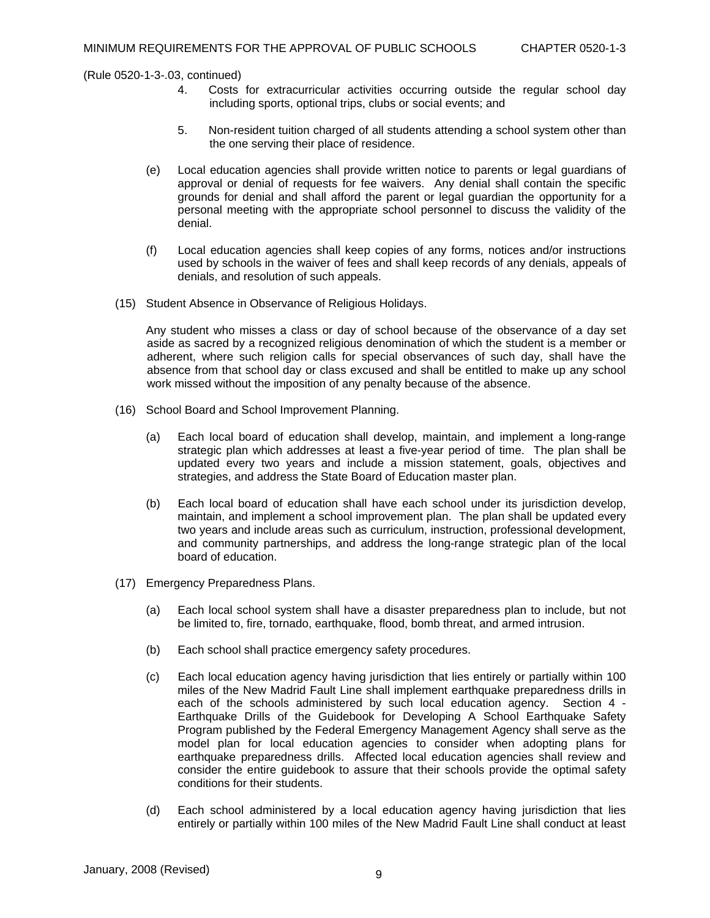(Rule 0520-1-3-.03, continued)

4. Costs for extracurricular activities occurring outside the regular school day including sports, optional trips, clubs or social events; and

5. Non-resident tuition charged of all students attending a school system other than the one serving their place of residence.

(e) Local education agencies shall provide written notice to parents or legal guardians of approval or denial of requests for fee waivers. Any denial shall contain the specific grounds for denial and shall afford the parent or legal guardian the opportunity for a personal meeting with the appropriate school personnel to discuss the validity of the denial.

(f) Local education agencies shall keep copies of any forms, notices and/or instructions used by schools in the waiver of fees and shall keep records of any denials, appeals of denials, and resolution of such appeals.

(15) Student Absence in Observance of Religious Holidays.

Any student who misses a class or day of school because of the observance of a day set aside as sacred by a recognized religious denomination of which the student is a member or adherent, where such religion calls for special observances of such day, shall have the absence from that school day or class excused and shall be entitled to make up any school work missed without the imposition of any penalty because of the absence.

(16) School Board and School Improvement Planning.

(a) Each local board of education shall develop, maintain, and implement a long-range strategic plan which addresses at least a five-year period of time. The plan shall be updated every two years and include a mission statement, goals, objectives and strategies, and address the State Board of Education master plan.

(b) Each local board of education shall have each school under its jurisdiction develop, maintain, and implement a school improvement plan. The plan shall be updated every two years and include areas such as curriculum, instruction, professional development, and community partnerships, and address the long-range strategic plan of the local board of education.

(17) Emergency Preparedness Plans.

(a) Each local school system shall have a disaster preparedness plan to include, but not be limited to, fire, tornado, earthquake, flood, bomb threat, and armed intrusion.

(b) Each school shall practice emergency safety procedures.

(c) Each local education agency having jurisdiction that lies entirely or partially within 100 miles of the New Madrid Fault Line shall implement earthquake preparedness drills in each of the schools administered by such local education agency. Section 4 - Earthquake Drills of the Guidebook for Developing A School Earthquake Safety Program published by the Federal Emergency Management Agency shall serve as the model plan for local education agencies to consider when adopting plans for earthquake preparedness drills. Affected local education agencies shall review and consider the entire guidebook to assure that their schools provide the optimal safety conditions for their students.

(d) Each school administered by a local education agency having jurisdiction that lies entirely or partially within 100 miles of the New Madrid Fault Line shall conduct at least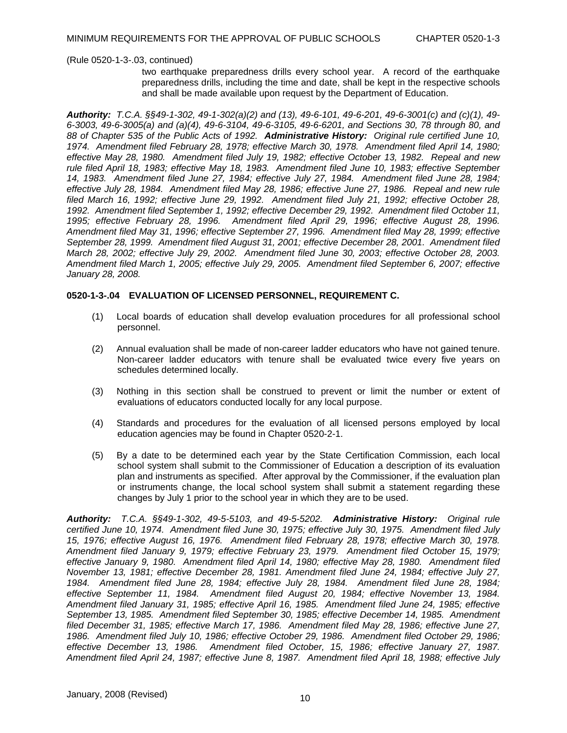(Rule 0520-1-3-.03, continued)

two earthquake preparedness drills every school year. A record of the earthquake preparedness drills, including the time and date, shall be kept in the respective schools and shall be made available upon request by the Department of Education.

***Authority:*** *T.C.A. §§49-1-302, 49-1-302(a)(2) and (13), 49-6-101, 49-6-201, 49-6-3001(c) and (c)(1), 49-6-3003, 49-6-3005(a) and (a)(4), 49-6-3104, 49-6-3105, 49-6-6201, and Sections 30, 78 through 80, and 88 of Chapter 535 of the Public Acts of 1992.* ***Administrative History:*** *Original rule certified June 10, 1974. Amendment filed February 28, 1978; effective March 30, 1978. Amendment filed April 14, 1980; effective May 28, 1980. Amendment filed July 19, 1982; effective October 13, 1982. Repeal and new rule filed April 18, 1983; effective May 18, 1983. Amendment filed June 10, 1983; effective September 14, 1983. Amendment filed June 27, 1984; effective July 27, 1984. Amendment filed June 28, 1984; effective July 28, 1984. Amendment filed May 28, 1986; effective June 27, 1986. Repeal and new rule filed March 16, 1992; effective June 29, 1992. Amendment filed July 21, 1992; effective October 28, 1992. Amendment filed September 1, 1992; effective December 29, 1992. Amendment filed October 11, 1995; effective February 28, 1996. Amendment filed April 29, 1996; effective August 28, 1996. Amendment filed May 31, 1996; effective September 27, 1996. Amendment filed May 28, 1999; effective September 28, 1999. Amendment filed August 31, 2001; effective December 28, 2001. Amendment filed March 28, 2002; effective July 29, 2002. Amendment filed June 30, 2003; effective October 28, 2003. Amendment filed March 1, 2005; effective July 29, 2005. Amendment filed September 6, 2007; effective January 28, 2008.*

**0520-1-3-.04 EVALUATION OF LICENSED PERSONNEL, REQUIREMENT C.**

(1) Local boards of education shall develop evaluation procedures for all professional school personnel.

(2) Annual evaluation shall be made of non-career ladder educators who have not gained tenure. Non-career ladder educators with tenure shall be evaluated twice every five years on schedules determined locally.

(3) Nothing in this section shall be construed to prevent or limit the number or extent of evaluations of educators conducted locally for any local purpose.

(4) Standards and procedures for the evaluation of all licensed persons employed by local education agencies may be found in Chapter 0520-2-1.

(5) By a date to be determined each year by the State Certification Commission, each local school system shall submit to the Commissioner of Education a description of its evaluation plan and instruments as specified. After approval by the Commissioner, if the evaluation plan or instruments change, the local school system shall submit a statement regarding these changes by July 1 prior to the school year in which they are to be used.

***Authority:*** *T.C.A. §§49-1-302, 49-5-5103, and 49-5-5202.* ***Administrative History:*** *Original rule certified June 10, 1974. Amendment filed June 30, 1975; effective July 30, 1975. Amendment filed July 15, 1976; effective August 16, 1976. Amendment filed February 28, 1978; effective March 30, 1978. Amendment filed January 9, 1979; effective February 23, 1979. Amendment filed October 15, 1979; effective January 9, 1980. Amendment filed April 14, 1980; effective May 28, 1980. Amendment filed November 13, 1981; effective December 28, 1981. Amendment filed June 24, 1984; effective July 27, 1984. Amendment filed June 28, 1984; effective July 28, 1984. Amendment filed June 28, 1984; effective September 11, 1984. Amendment filed August 20, 1984; effective November 13, 1984. Amendment filed January 31, 1985; effective April 16, 1985. Amendment filed June 24, 1985; effective September 13, 1985. Amendment filed September 30, 1985; effective December 14, 1985. Amendment filed December 31, 1985; effective March 17, 1986. Amendment filed May 28, 1986; effective June 27, 1986. Amendment filed July 10, 1986; effective October 29, 1986. Amendment filed October 29, 1986; effective December 13, 1986. Amendment filed October, 15, 1986; effective January 27, 1987. Amendment filed April 24, 1987; effective June 8, 1987. Amendment filed April 18, 1988; effective July*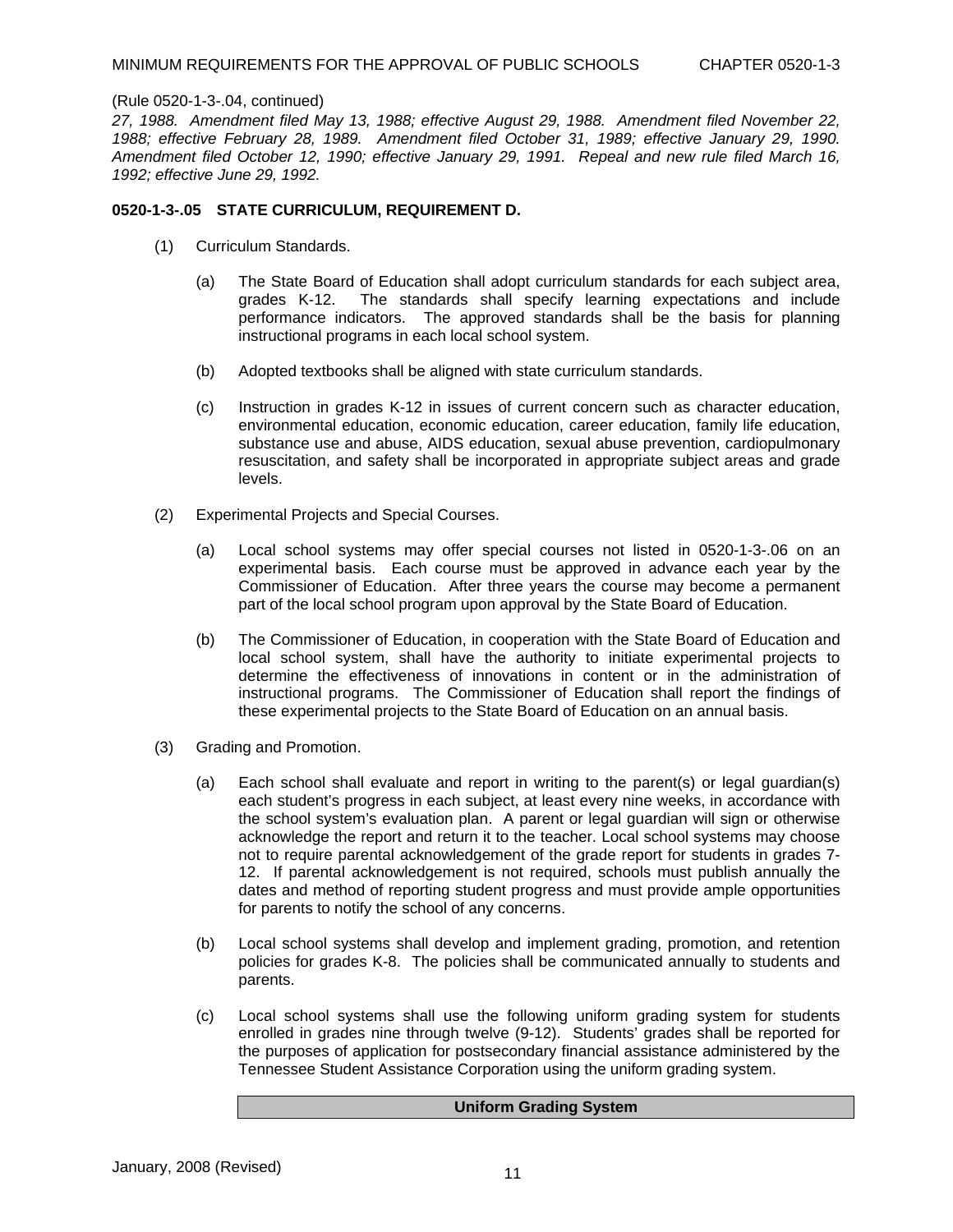(Rule 0520-1-3-.04, continued)
*27, 1988. Amendment filed May 13, 1988; effective August 29, 1988. Amendment filed November 22, 1988; effective February 28, 1989. Amendment filed October 31, 1989; effective January 29, 1990. Amendment filed October 12, 1990; effective January 29, 1991. Repeal and new rule filed March 16, 1992; effective June 29, 1992.*

**0520-1-3-.05 STATE CURRICULUM, REQUIREMENT D.**

(1) Curriculum Standards.

(a) The State Board of Education shall adopt curriculum standards for each subject area, grades K-12. The standards shall specify learning expectations and include performance indicators. The approved standards shall be the basis for planning instructional programs in each local school system.

(b) Adopted textbooks shall be aligned with state curriculum standards.

(c) Instruction in grades K-12 in issues of current concern such as character education, environmental education, economic education, career education, family life education, substance use and abuse, AIDS education, sexual abuse prevention, cardiopulmonary resuscitation, and safety shall be incorporated in appropriate subject areas and grade levels.

(2) Experimental Projects and Special Courses.

(a) Local school systems may offer special courses not listed in 0520-1-3-.06 on an experimental basis. Each course must be approved in advance each year by the Commissioner of Education. After three years the course may become a permanent part of the local school program upon approval by the State Board of Education.

(b) The Commissioner of Education, in cooperation with the State Board of Education and local school system, shall have the authority to initiate experimental projects to determine the effectiveness of innovations in content or in the administration of instructional programs. The Commissioner of Education shall report the findings of these experimental projects to the State Board of Education on an annual basis.

(3) Grading and Promotion.

(a) Each school shall evaluate and report in writing to the parent(s) or legal guardian(s) each student's progress in each subject, at least every nine weeks, in accordance with the school system's evaluation plan. A parent or legal guardian will sign or otherwise acknowledge the report and return it to the teacher. Local school systems may choose not to require parental acknowledgement of the grade report for students in grades 7-12. If parental acknowledgement is not required, schools must publish annually the dates and method of reporting student progress and must provide ample opportunities for parents to notify the school of any concerns.

(b) Local school systems shall develop and implement grading, promotion, and retention policies for grades K-8. The policies shall be communicated annually to students and parents.

(c) Local school systems shall use the following uniform grading system for students enrolled in grades nine through twelve (9-12). Students' grades shall be reported for the purposes of application for postsecondary financial assistance administered by the Tennessee Student Assistance Corporation using the uniform grading system.

| **Uniform Grading System** |
| --- |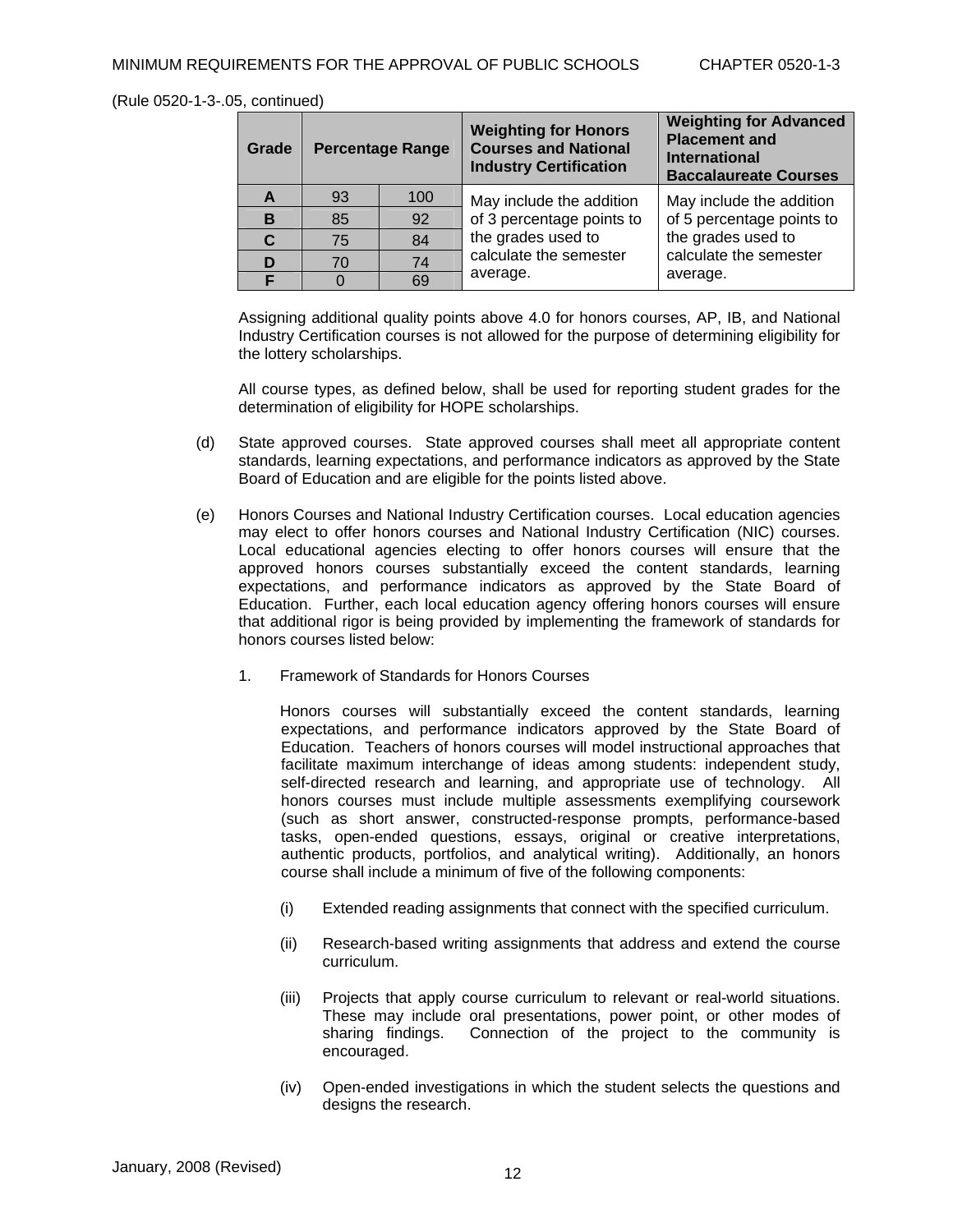(Rule 0520-1-3-.05, continued)

| Grade | Percentage Range | | Weighting for Honors Courses and National Industry Certification | Weighting for Advanced Placement and International Baccalaureate Courses |
|---|---|---|---|---|
| A | 93 | 100 | May include the addition of 3 percentage points to the grades used to calculate the semester average. | May include the addition of 5 percentage points to the grades used to calculate the semester average. |
| B | 85 | 92 | | |
| C | 75 | 84 | | |
| D | 70 | 74 | | |
| F | 0 | 69 | | |

Assigning additional quality points above 4.0 for honors courses, AP, IB, and National Industry Certification courses is not allowed for the purpose of determining eligibility for the lottery scholarships.

All course types, as defined below, shall be used for reporting student grades for the determination of eligibility for HOPE scholarships.

(d) State approved courses. State approved courses shall meet all appropriate content standards, learning expectations, and performance indicators as approved by the State Board of Education and are eligible for the points listed above.

(e) Honors Courses and National Industry Certification courses. Local education agencies may elect to offer honors courses and National Industry Certification (NIC) courses. Local educational agencies electing to offer honors courses will ensure that the approved honors courses substantially exceed the content standards, learning expectations, and performance indicators as approved by the State Board of Education. Further, each local education agency offering honors courses will ensure that additional rigor is being provided by implementing the framework of standards for honors courses listed below:

1. Framework of Standards for Honors Courses

Honors courses will substantially exceed the content standards, learning expectations, and performance indicators approved by the State Board of Education. Teachers of honors courses will model instructional approaches that facilitate maximum interchange of ideas among students: independent study, self-directed research and learning, and appropriate use of technology. All honors courses must include multiple assessments exemplifying coursework (such as short answer, constructed-response prompts, performance-based tasks, open-ended questions, essays, original or creative interpretations, authentic products, portfolios, and analytical writing). Additionally, an honors course shall include a minimum of five of the following components:

(i) Extended reading assignments that connect with the specified curriculum.

(ii) Research-based writing assignments that address and extend the course curriculum.

(iii) Projects that apply course curriculum to relevant or real-world situations. These may include oral presentations, power point, or other modes of sharing findings. Connection of the project to the community is encouraged.

(iv) Open-ended investigations in which the student selects the questions and designs the research.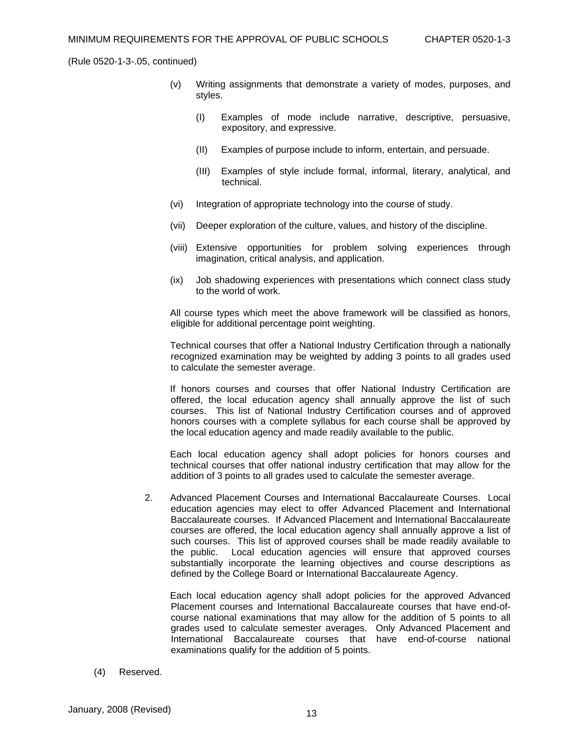(Rule 0520-1-3-.05, continued)

(v) Writing assignments that demonstrate a variety of modes, purposes, and styles.

(I) Examples of mode include narrative, descriptive, persuasive, expository, and expressive.

(II) Examples of purpose include to inform, entertain, and persuade.

(III) Examples of style include formal, informal, literary, analytical, and technical.

(vi) Integration of appropriate technology into the course of study.

(vii) Deeper exploration of the culture, values, and history of the discipline.

(viii) Extensive opportunities for problem solving experiences through imagination, critical analysis, and application.

(ix) Job shadowing experiences with presentations which connect class study to the world of work.

All course types which meet the above framework will be classified as honors, eligible for additional percentage point weighting.

Technical courses that offer a National Industry Certification through a nationally recognized examination may be weighted by adding 3 points to all grades used to calculate the semester average.

If honors courses and courses that offer National Industry Certification are offered, the local education agency shall annually approve the list of such courses. This list of National Industry Certification courses and of approved honors courses with a complete syllabus for each course shall be approved by the local education agency and made readily available to the public.

Each local education agency shall adopt policies for honors courses and technical courses that offer national industry certification that may allow for the addition of 3 points to all grades used to calculate the semester average.

2. Advanced Placement Courses and International Baccalaureate Courses. Local education agencies may elect to offer Advanced Placement and International Baccalaureate courses. If Advanced Placement and International Baccalaureate courses are offered, the local education agency shall annually approve a list of such courses. This list of approved courses shall be made readily available to the public. Local education agencies will ensure that approved courses substantially incorporate the learning objectives and course descriptions as defined by the College Board or International Baccalaureate Agency.

Each local education agency shall adopt policies for the approved Advanced Placement courses and International Baccalaureate courses that have end-of-course national examinations that may allow for the addition of 5 points to all grades used to calculate semester averages. Only Advanced Placement and International Baccalaureate courses that have end-of-course national examinations qualify for the addition of 5 points.

(4) Reserved.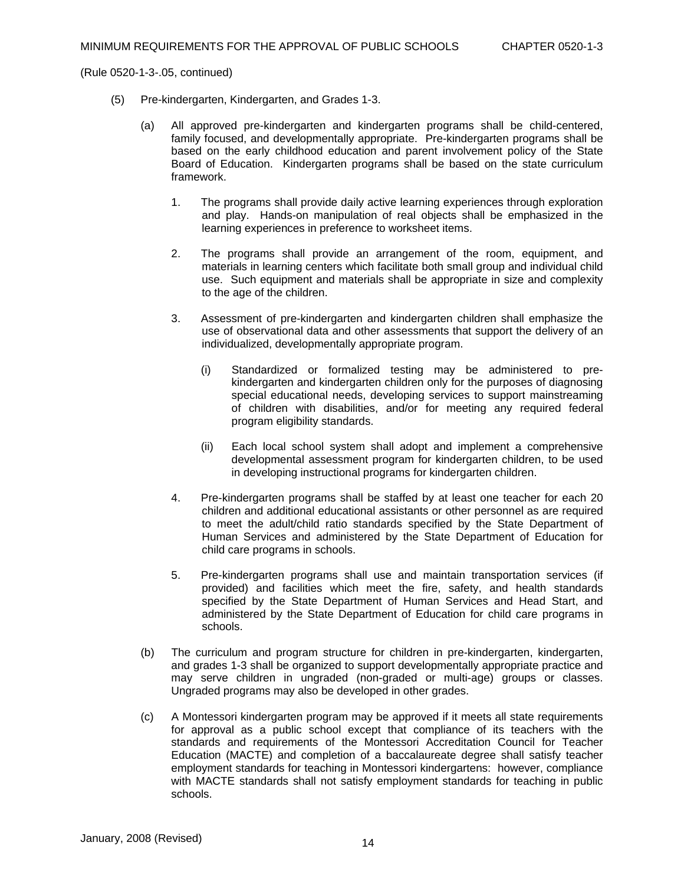(Rule 0520-1-3-.05, continued)

(5) Pre-kindergarten, Kindergarten, and Grades 1-3.

(a) All approved pre-kindergarten and kindergarten programs shall be child-centered, family focused, and developmentally appropriate. Pre-kindergarten programs shall be based on the early childhood education and parent involvement policy of the State Board of Education. Kindergarten programs shall be based on the state curriculum framework.

1. The programs shall provide daily active learning experiences through exploration and play. Hands-on manipulation of real objects shall be emphasized in the learning experiences in preference to worksheet items.

2. The programs shall provide an arrangement of the room, equipment, and materials in learning centers which facilitate both small group and individual child use. Such equipment and materials shall be appropriate in size and complexity to the age of the children.

3. Assessment of pre-kindergarten and kindergarten children shall emphasize the use of observational data and other assessments that support the delivery of an individualized, developmentally appropriate program.

(i) Standardized or formalized testing may be administered to pre-kindergarten and kindergarten children only for the purposes of diagnosing special educational needs, developing services to support mainstreaming of children with disabilities, and/or for meeting any required federal program eligibility standards.

(ii) Each local school system shall adopt and implement a comprehensive developmental assessment program for kindergarten children, to be used in developing instructional programs for kindergarten children.

4. Pre-kindergarten programs shall be staffed by at least one teacher for each 20 children and additional educational assistants or other personnel as are required to meet the adult/child ratio standards specified by the State Department of Human Services and administered by the State Department of Education for child care programs in schools.

5. Pre-kindergarten programs shall use and maintain transportation services (if provided) and facilities which meet the fire, safety, and health standards specified by the State Department of Human Services and Head Start, and administered by the State Department of Education for child care programs in schools.

(b) The curriculum and program structure for children in pre-kindergarten, kindergarten, and grades 1-3 shall be organized to support developmentally appropriate practice and may serve children in ungraded (non-graded or multi-age) groups or classes. Ungraded programs may also be developed in other grades.

(c) A Montessori kindergarten program may be approved if it meets all state requirements for approval as a public school except that compliance of its teachers with the standards and requirements of the Montessori Accreditation Council for Teacher Education (MACTE) and completion of a baccalaureate degree shall satisfy teacher employment standards for teaching in Montessori kindergartens: however, compliance with MACTE standards shall not satisfy employment standards for teaching in public schools.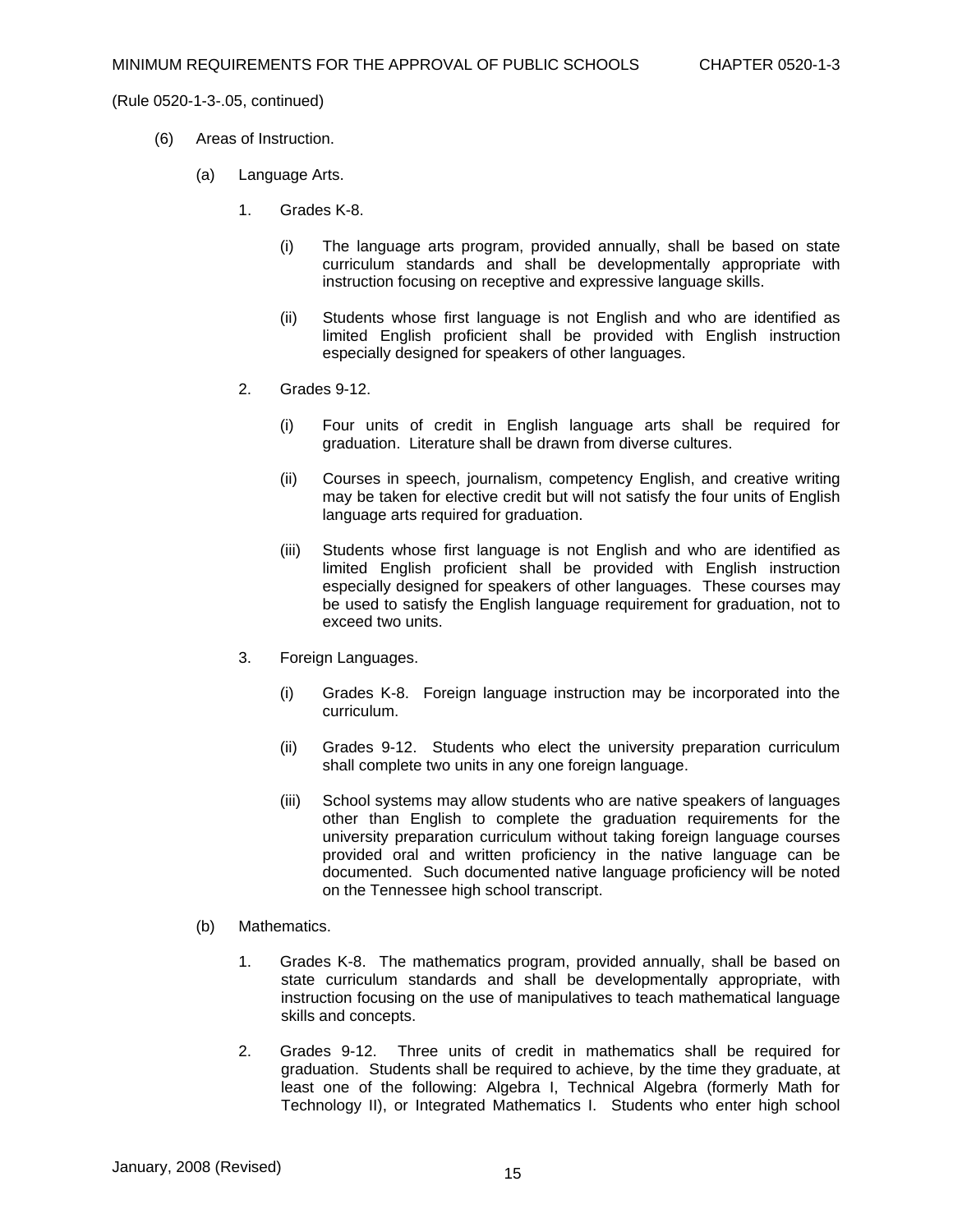(Rule 0520-1-3-.05, continued)

(6) Areas of Instruction.

(a) Language Arts.

1. Grades K-8.

(i) The language arts program, provided annually, shall be based on state curriculum standards and shall be developmentally appropriate with instruction focusing on receptive and expressive language skills.

(ii) Students whose first language is not English and who are identified as limited English proficient shall be provided with English instruction especially designed for speakers of other languages.

2. Grades 9-12.

(i) Four units of credit in English language arts shall be required for graduation. Literature shall be drawn from diverse cultures.

(ii) Courses in speech, journalism, competency English, and creative writing may be taken for elective credit but will not satisfy the four units of English language arts required for graduation.

(iii) Students whose first language is not English and who are identified as limited English proficient shall be provided with English instruction especially designed for speakers of other languages. These courses may be used to satisfy the English language requirement for graduation, not to exceed two units.

3. Foreign Languages.

(i) Grades K-8. Foreign language instruction may be incorporated into the curriculum.

(ii) Grades 9-12. Students who elect the university preparation curriculum shall complete two units in any one foreign language.

(iii) School systems may allow students who are native speakers of languages other than English to complete the graduation requirements for the university preparation curriculum without taking foreign language courses provided oral and written proficiency in the native language can be documented. Such documented native language proficiency will be noted on the Tennessee high school transcript.

(b) Mathematics.

1. Grades K-8. The mathematics program, provided annually, shall be based on state curriculum standards and shall be developmentally appropriate, with instruction focusing on the use of manipulatives to teach mathematical language skills and concepts.

2. Grades 9-12. Three units of credit in mathematics shall be required for graduation. Students shall be required to achieve, by the time they graduate, at least one of the following: Algebra I, Technical Algebra (formerly Math for Technology II), or Integrated Mathematics I. Students who enter high school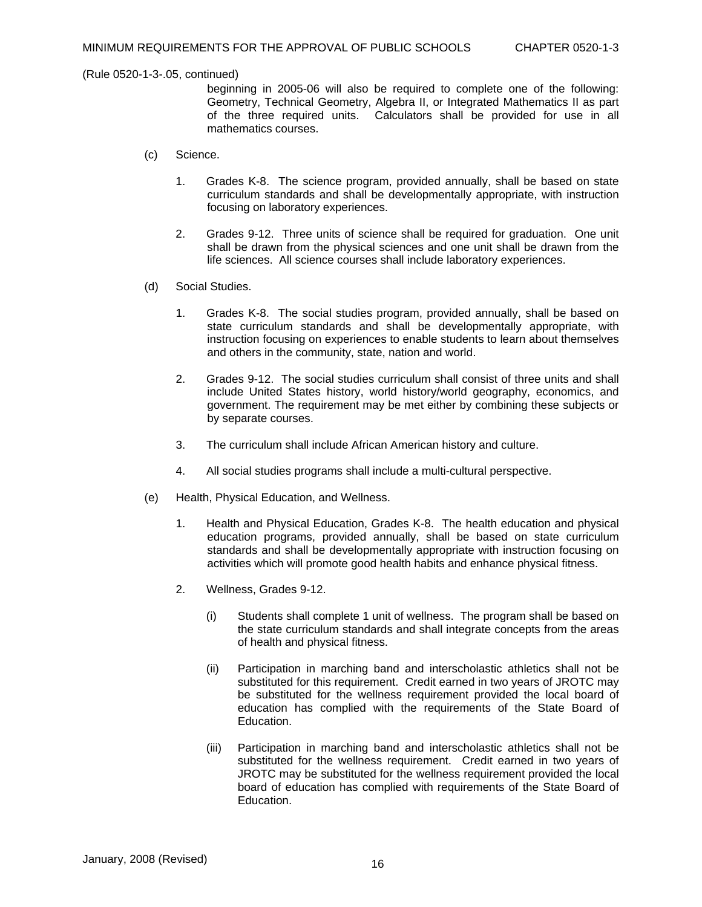(Rule 0520-1-3-.05, continued)

beginning in 2005-06 will also be required to complete one of the following: Geometry, Technical Geometry, Algebra II, or Integrated Mathematics II as part of the three required units. Calculators shall be provided for use in all mathematics courses.

(c) Science.

1. Grades K-8. The science program, provided annually, shall be based on state curriculum standards and shall be developmentally appropriate, with instruction focusing on laboratory experiences.

2. Grades 9-12. Three units of science shall be required for graduation. One unit shall be drawn from the physical sciences and one unit shall be drawn from the life sciences. All science courses shall include laboratory experiences.

(d) Social Studies.

1. Grades K-8. The social studies program, provided annually, shall be based on state curriculum standards and shall be developmentally appropriate, with instruction focusing on experiences to enable students to learn about themselves and others in the community, state, nation and world.

2. Grades 9-12. The social studies curriculum shall consist of three units and shall include United States history, world history/world geography, economics, and government. The requirement may be met either by combining these subjects or by separate courses.

3. The curriculum shall include African American history and culture.

4. All social studies programs shall include a multi-cultural perspective.

(e) Health, Physical Education, and Wellness.

1. Health and Physical Education, Grades K-8. The health education and physical education programs, provided annually, shall be based on state curriculum standards and shall be developmentally appropriate with instruction focusing on activities which will promote good health habits and enhance physical fitness.

2. Wellness, Grades 9-12.

(i) Students shall complete 1 unit of wellness. The program shall be based on the state curriculum standards and shall integrate concepts from the areas of health and physical fitness.

(ii) Participation in marching band and interscholastic athletics shall not be substituted for this requirement. Credit earned in two years of JROTC may be substituted for the wellness requirement provided the local board of education has complied with the requirements of the State Board of Education.

(iii) Participation in marching band and interscholastic athletics shall not be substituted for the wellness requirement. Credit earned in two years of JROTC may be substituted for the wellness requirement provided the local board of education has complied with requirements of the State Board of Education.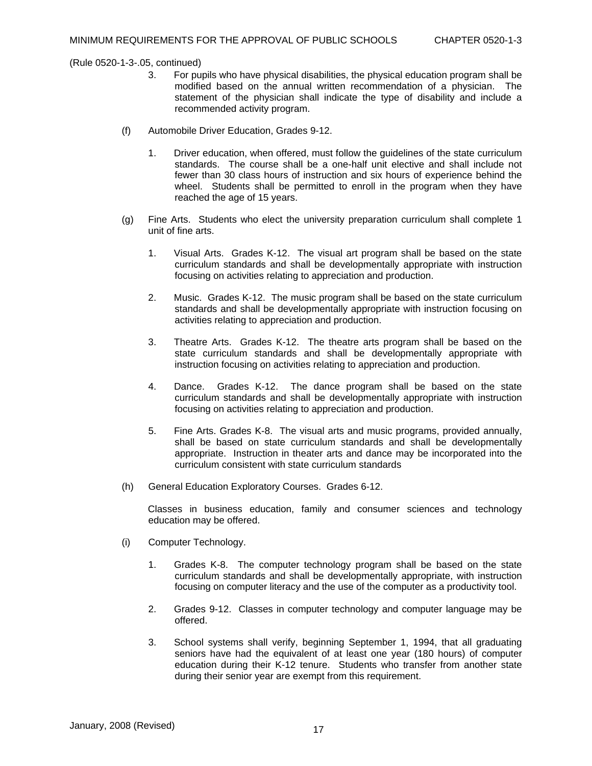(Rule 0520-1-3-.05, continued)

3. For pupils who have physical disabilities, the physical education program shall be modified based on the annual written recommendation of a physician. The statement of the physician shall indicate the type of disability and include a recommended activity program.

(f) Automobile Driver Education, Grades 9-12.

1. Driver education, when offered, must follow the guidelines of the state curriculum standards. The course shall be a one-half unit elective and shall include not fewer than 30 class hours of instruction and six hours of experience behind the wheel. Students shall be permitted to enroll in the program when they have reached the age of 15 years.

(g) Fine Arts. Students who elect the university preparation curriculum shall complete 1 unit of fine arts.

1. Visual Arts. Grades K-12. The visual art program shall be based on the state curriculum standards and shall be developmentally appropriate with instruction focusing on activities relating to appreciation and production.

2. Music. Grades K-12. The music program shall be based on the state curriculum standards and shall be developmentally appropriate with instruction focusing on activities relating to appreciation and production.

3. Theatre Arts. Grades K-12. The theatre arts program shall be based on the state curriculum standards and shall be developmentally appropriate with instruction focusing on activities relating to appreciation and production.

4. Dance. Grades K-12. The dance program shall be based on the state curriculum standards and shall be developmentally appropriate with instruction focusing on activities relating to appreciation and production.

5. Fine Arts. Grades K-8. The visual arts and music programs, provided annually, shall be based on state curriculum standards and shall be developmentally appropriate. Instruction in theater arts and dance may be incorporated into the curriculum consistent with state curriculum standards

(h) General Education Exploratory Courses. Grades 6-12.

Classes in business education, family and consumer sciences and technology education may be offered.

(i) Computer Technology.

1. Grades K-8. The computer technology program shall be based on the state curriculum standards and shall be developmentally appropriate, with instruction focusing on computer literacy and the use of the computer as a productivity tool.

2. Grades 9-12. Classes in computer technology and computer language may be offered.

3. School systems shall verify, beginning September 1, 1994, that all graduating seniors have had the equivalent of at least one year (180 hours) of computer education during their K-12 tenure. Students who transfer from another state during their senior year are exempt from this requirement.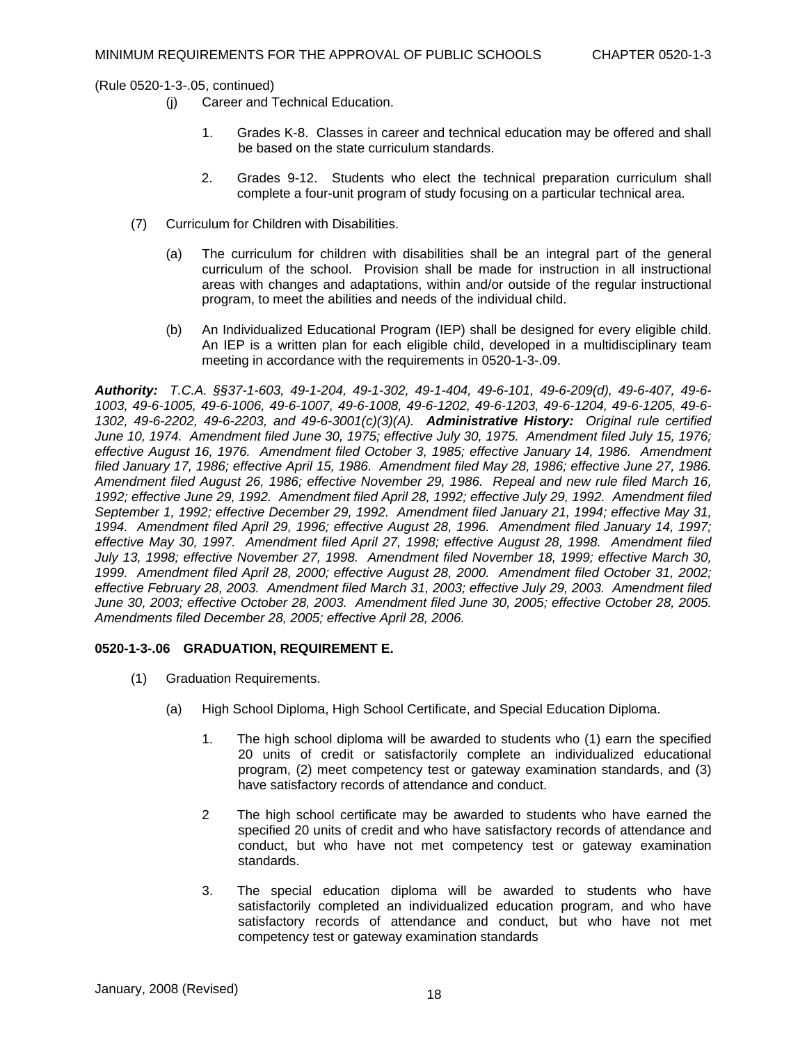(Rule 0520-1-3-.05, continued)

(j) Career and Technical Education.

1. Grades K-8. Classes in career and technical education may be offered and shall be based on the state curriculum standards.

2. Grades 9-12. Students who elect the technical preparation curriculum shall complete a four-unit program of study focusing on a particular technical area.

(7) Curriculum for Children with Disabilities.

(a) The curriculum for children with disabilities shall be an integral part of the general curriculum of the school. Provision shall be made for instruction in all instructional areas with changes and adaptations, within and/or outside of the regular instructional program, to meet the abilities and needs of the individual child.

(b) An Individualized Educational Program (IEP) shall be designed for every eligible child. An IEP is a written plan for each eligible child, developed in a multidisciplinary team meeting in accordance with the requirements in 0520-1-3-.09.

***Authority:*** *T.C.A. §§37-1-603, 49-1-204, 49-1-302, 49-1-404, 49-6-101, 49-6-209(d), 49-6-407, 49-6-1003, 49-6-1005, 49-6-1006, 49-6-1007, 49-6-1008, 49-6-1202, 49-6-1203, 49-6-1204, 49-6-1205, 49-6-1302, 49-6-2202, 49-6-2203, and 49-6-3001(c)(3)(A).* ***Administrative History:*** *Original rule certified June 10, 1974. Amendment filed June 30, 1975; effective July 30, 1975. Amendment filed July 15, 1976; effective August 16, 1976. Amendment filed October 3, 1985; effective January 14, 1986. Amendment filed January 17, 1986; effective April 15, 1986. Amendment filed May 28, 1986; effective June 27, 1986. Amendment filed August 26, 1986; effective November 29, 1986. Repeal and new rule filed March 16, 1992; effective June 29, 1992. Amendment filed April 28, 1992; effective July 29, 1992. Amendment filed September 1, 1992; effective December 29, 1992. Amendment filed January 21, 1994; effective May 31, 1994. Amendment filed April 29, 1996; effective August 28, 1996. Amendment filed January 14, 1997; effective May 30, 1997. Amendment filed April 27, 1998; effective August 28, 1998. Amendment filed July 13, 1998; effective November 27, 1998. Amendment filed November 18, 1999; effective March 30, 1999. Amendment filed April 28, 2000; effective August 28, 2000. Amendment filed October 31, 2002; effective February 28, 2003. Amendment filed March 31, 2003; effective July 29, 2003. Amendment filed June 30, 2003; effective October 28, 2003. Amendment filed June 30, 2005; effective October 28, 2005. Amendments filed December 28, 2005; effective April 28, 2006.*

**0520-1-3-.06 GRADUATION, REQUIREMENT E.**

(1) Graduation Requirements.

(a) High School Diploma, High School Certificate, and Special Education Diploma.

1. The high school diploma will be awarded to students who (1) earn the specified 20 units of credit or satisfactorily complete an individualized educational program, (2) meet competency test or gateway examination standards, and (3) have satisfactory records of attendance and conduct.

2 The high school certificate may be awarded to students who have earned the specified 20 units of credit and who have satisfactory records of attendance and conduct, but who have not met competency test or gateway examination standards.

3. The special education diploma will be awarded to students who have satisfactorily completed an individualized education program, and who have satisfactory records of attendance and conduct, but who have not met competency test or gateway examination standards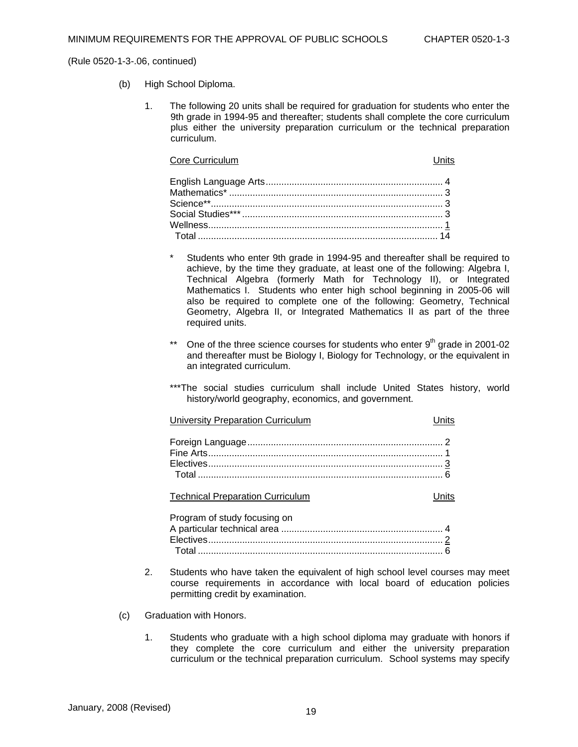(Rule 0520-1-3-.06, continued)

(b) High School Diploma.

1. The following 20 units shall be required for graduation for students who enter the 9th grade in 1994-95 and thereafter; students shall complete the core curriculum plus either the university preparation curriculum or the technical preparation curriculum.

| Core Curriculum | Units |
|---|---|
| English Language Arts | 4 |
| Mathematics* | 3 |
| Science** | 3 |
| Social Studies*** | 3 |
| Wellness | 1 |
| Total | 14 |

\* Students who enter 9th grade in 1994-95 and thereafter shall be required to achieve, by the time they graduate, at least one of the following: Algebra I, Technical Algebra (formerly Math for Technology II), or Integrated Mathematics I. Students who enter high school beginning in 2005-06 will also be required to complete one of the following: Geometry, Technical Geometry, Algebra II, or Integrated Mathematics II as part of the three required units.

\** One of the three science courses for students who enter 9th grade in 2001-02 and thereafter must be Biology I, Biology for Technology, or the equivalent in an integrated curriculum.

\***The social studies curriculum shall include United States history, world history/world geography, economics, and government.

| University Preparation Curriculum | Units |
|---|---|
| Foreign Language | 2 |
| Fine Arts | 1 |
| Electives | 3 |
| Total | 6 |

| Technical Preparation Curriculum | Units |
|---|---|
| Program of study focusing on A particular technical area | 4 |
| Electives | 2 |
| Total | 6 |

2. Students who have taken the equivalent of high school level courses may meet course requirements in accordance with local board of education policies permitting credit by examination.

(c) Graduation with Honors.

1. Students who graduate with a high school diploma may graduate with honors if they complete the core curriculum and either the university preparation curriculum or the technical preparation curriculum. School systems may specify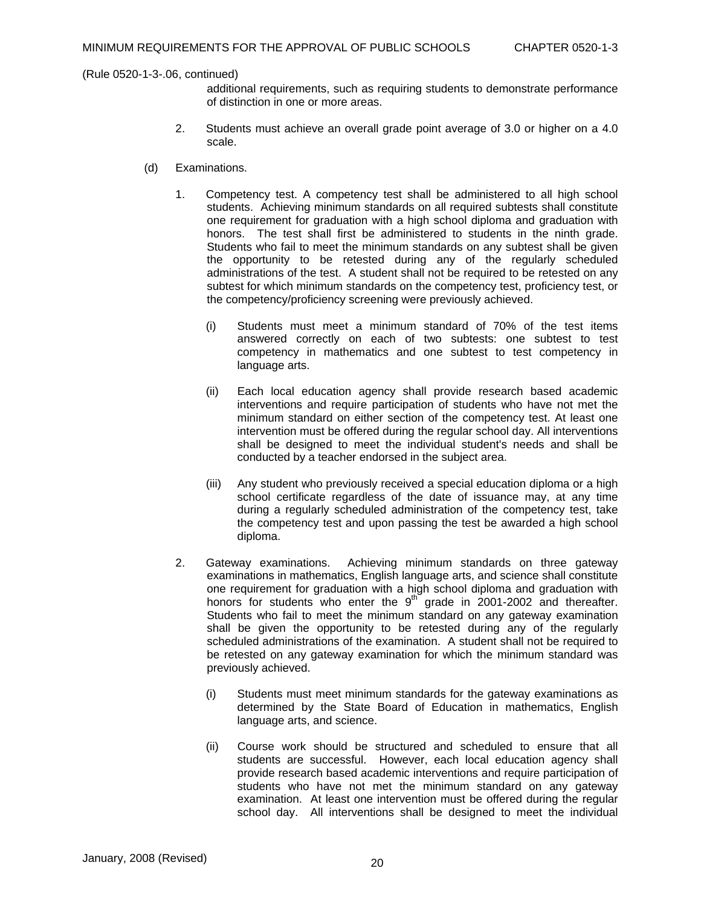(Rule 0520-1-3-.06, continued)

additional requirements, such as requiring students to demonstrate performance of distinction in one or more areas.

2. Students must achieve an overall grade point average of 3.0 or higher on a 4.0 scale.

(d) Examinations.

1. Competency test. A competency test shall be administered to all high school students. Achieving minimum standards on all required subtests shall constitute one requirement for graduation with a high school diploma and graduation with honors. The test shall first be administered to students in the ninth grade. Students who fail to meet the minimum standards on any subtest shall be given the opportunity to be retested during any of the regularly scheduled administrations of the test. A student shall not be required to be retested on any subtest for which minimum standards on the competency test, proficiency test, or the competency/proficiency screening were previously achieved.

   (i) Students must meet a minimum standard of 70% of the test items answered correctly on each of two subtests: one subtest to test competency in mathematics and one subtest to test competency in language arts.

   (ii) Each local education agency shall provide research based academic interventions and require participation of students who have not met the minimum standard on either section of the competency test. At least one intervention must be offered during the regular school day. All interventions shall be designed to meet the individual student's needs and shall be conducted by a teacher endorsed in the subject area.

   (iii) Any student who previously received a special education diploma or a high school certificate regardless of the date of issuance may, at any time during a regularly scheduled administration of the competency test, take the competency test and upon passing the test be awarded a high school diploma.

2. Gateway examinations. Achieving minimum standards on three gateway examinations in mathematics, English language arts, and science shall constitute one requirement for graduation with a high school diploma and graduation with honors for students who enter the 9th grade in 2001-2002 and thereafter. Students who fail to meet the minimum standard on any gateway examination shall be given the opportunity to be retested during any of the regularly scheduled administrations of the examination. A student shall not be required to be retested on any gateway examination for which the minimum standard was previously achieved.

   (i) Students must meet minimum standards for the gateway examinations as determined by the State Board of Education in mathematics, English language arts, and science.

   (ii) Course work should be structured and scheduled to ensure that all students are successful. However, each local education agency shall provide research based academic interventions and require participation of students who have not met the minimum standard on any gateway examination. At least one intervention must be offered during the regular school day. All interventions shall be designed to meet the individual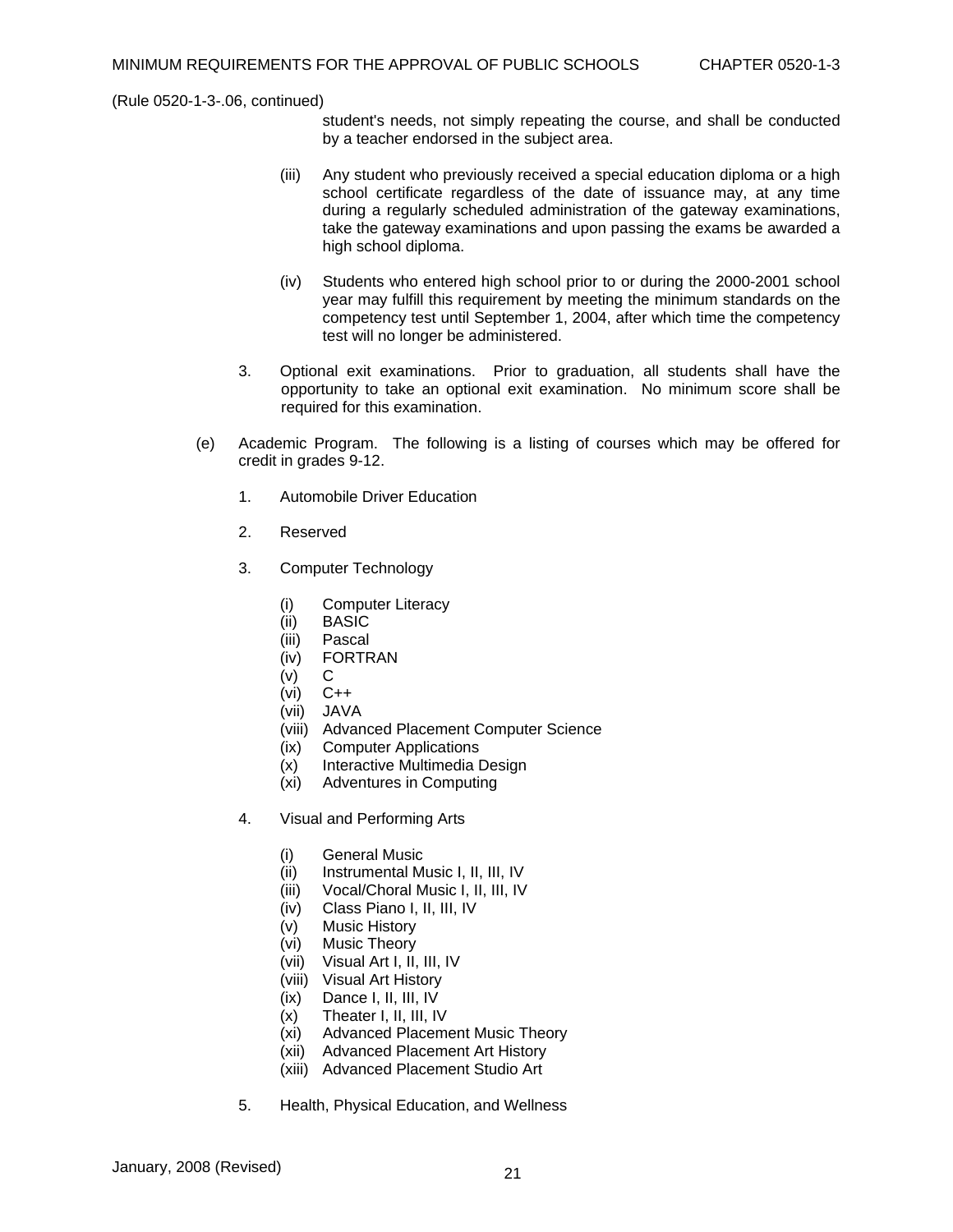(Rule 0520-1-3-.06, continued)

student's needs, not simply repeating the course, and shall be conducted by a teacher endorsed in the subject area.

(iii) Any student who previously received a special education diploma or a high school certificate regardless of the date of issuance may, at any time during a regularly scheduled administration of the gateway examinations, take the gateway examinations and upon passing the exams be awarded a high school diploma.

(iv) Students who entered high school prior to or during the 2000-2001 school year may fulfill this requirement by meeting the minimum standards on the competency test until September 1, 2004, after which time the competency test will no longer be administered.

3. Optional exit examinations. Prior to graduation, all students shall have the opportunity to take an optional exit examination. No minimum score shall be required for this examination.

(e) Academic Program. The following is a listing of courses which may be offered for credit in grades 9-12.

1. Automobile Driver Education

2. Reserved

3. Computer Technology

   (i) Computer Literacy
   (ii) BASIC
   (iii) Pascal
   (iv) FORTRAN
   (v) C
   (vi) C++
   (vii) JAVA
   (viii) Advanced Placement Computer Science
   (ix) Computer Applications
   (x) Interactive Multimedia Design
   (xi) Adventures in Computing

4. Visual and Performing Arts

   (i) General Music
   (ii) Instrumental Music I, II, III, IV
   (iii) Vocal/Choral Music I, II, III, IV
   (iv) Class Piano I, II, III, IV
   (v) Music History
   (vi) Music Theory
   (vii) Visual Art I, II, III, IV
   (viii) Visual Art History
   (ix) Dance I, II, III, IV
   (x) Theater I, II, III, IV
   (xi) Advanced Placement Music Theory
   (xii) Advanced Placement Art History
   (xiii) Advanced Placement Studio Art

5. Health, Physical Education, and Wellness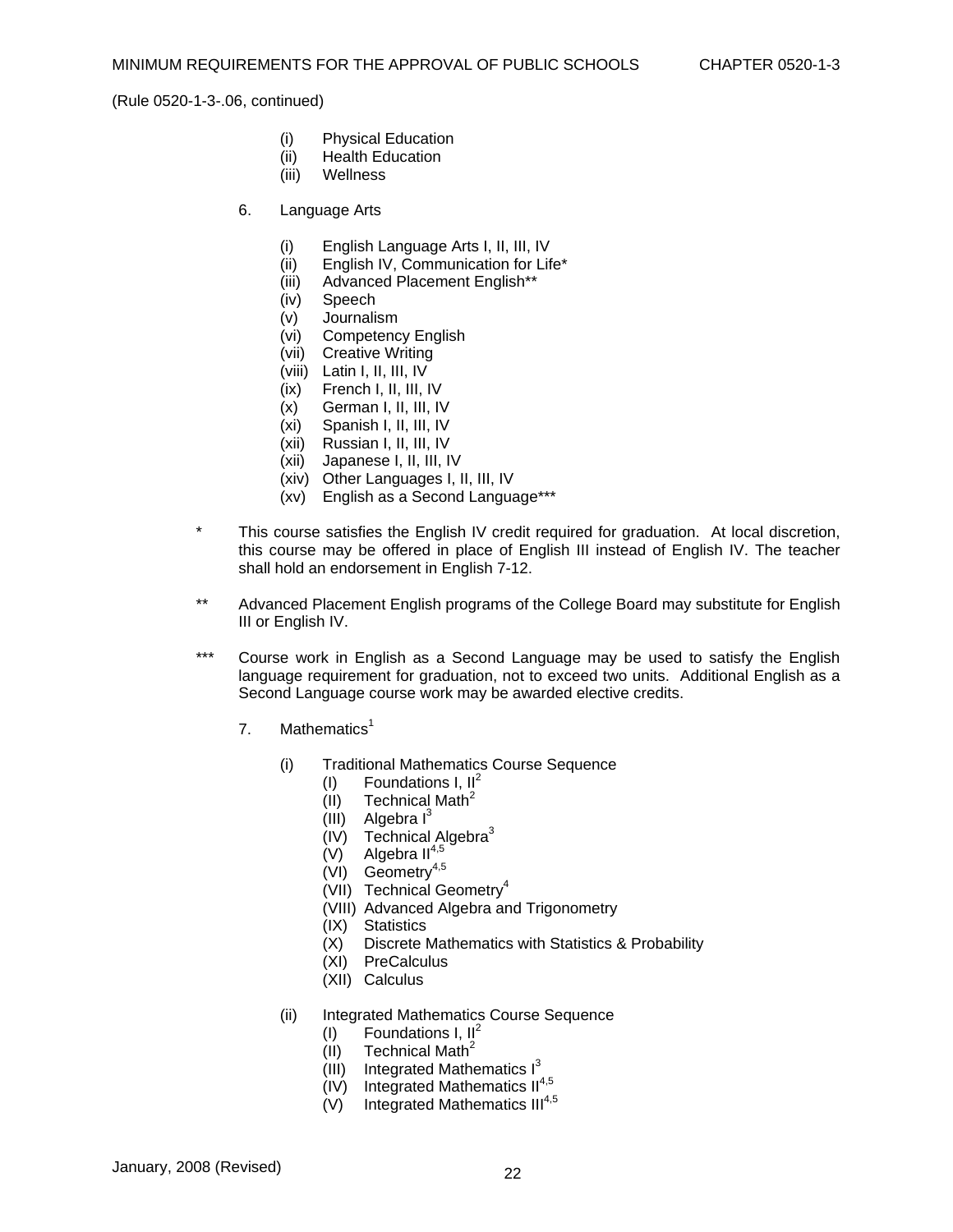(Rule 0520-1-3-.06, continued)

- (i) Physical Education
- (ii) Health Education
- (iii) Wellness

6. Language Arts

- (i) English Language Arts I, II, III, IV
- (ii) English IV, Communication for Life*
- (iii) Advanced Placement English**
- (iv) Speech
- (v) Journalism
- (vi) Competency English
- (vii) Creative Writing
- (viii) Latin I, II, III, IV
- (ix) French I, II, III, IV
- (x) German I, II, III, IV
- (xi) Spanish I, II, III, IV
- (xii) Russian I, II, III, IV
- (xii) Japanese I, II, III, IV
- (xiv) Other Languages I, II, III, IV
- (xv) English as a Second Language***

\* This course satisfies the English IV credit required for graduation. At local discretion, this course may be offered in place of English III instead of English IV. The teacher shall hold an endorsement in English 7-12.

\** Advanced Placement English programs of the College Board may substitute for English III or English IV.

\*** Course work in English as a Second Language may be used to satisfy the English language requirement for graduation, not to exceed two units. Additional English as a Second Language course work may be awarded elective credits.

7. Mathematics[1]

- (i) Traditional Mathematics Course Sequence
  - (I) Foundations I, II[2]
  - (II) Technical Math[2]
  - (III) Algebra I[3]
  - (IV) Technical Algebra[3]
  - (V) Algebra II[4,5]
  - (VI) Geometry[4,5]
  - (VII) Technical Geometry[4]
  - (VIII) Advanced Algebra and Trigonometry
  - (IX) Statistics
  - (X) Discrete Mathematics with Statistics & Probability
  - (XI) PreCalculus
  - (XII) Calculus

- (ii) Integrated Mathematics Course Sequence
  - (I) Foundations I, II[2]
  - (II) Technical Math[2]
  - (III) Integrated Mathematics I[3]
  - (IV) Integrated Mathematics II[4,5]
  - (V) Integrated Mathematics III[4,5]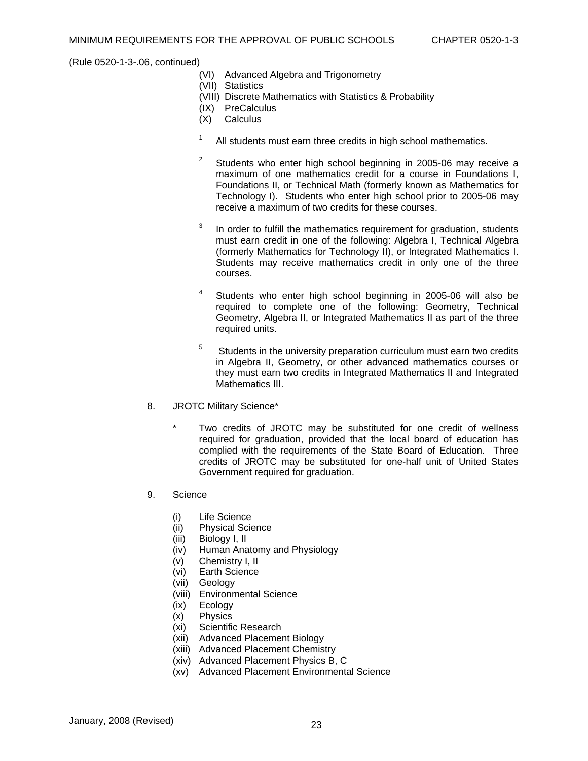(Rule 0520-1-3-.06, continued)

(VI) Advanced Algebra and Trigonometry
(VII) Statistics
(VIII) Discrete Mathematics with Statistics & Probability
(IX) PreCalculus
(X) Calculus

[1] All students must earn three credits in high school mathematics.

[2] Students who enter high school beginning in 2005-06 may receive a maximum of one mathematics credit for a course in Foundations I, Foundations II, or Technical Math (formerly known as Mathematics for Technology I). Students who enter high school prior to 2005-06 may receive a maximum of two credits for these courses.

[3] In order to fulfill the mathematics requirement for graduation, students must earn credit in one of the following: Algebra I, Technical Algebra (formerly Mathematics for Technology II), or Integrated Mathematics I. Students may receive mathematics credit in only one of the three courses.

[4] Students who enter high school beginning in 2005-06 will also be required to complete one of the following: Geometry, Technical Geometry, Algebra II, or Integrated Mathematics II as part of the three required units.

[5] Students in the university preparation curriculum must earn two credits in Algebra II, Geometry, or other advanced mathematics courses or they must earn two credits in Integrated Mathematics II and Integrated Mathematics III.

8. JROTC Military Science*

   * Two credits of JROTC may be substituted for one credit of wellness required for graduation, provided that the local board of education has complied with the requirements of the State Board of Education. Three credits of JROTC may be substituted for one-half unit of United States Government required for graduation.

9. Science

   (i) Life Science
   (ii) Physical Science
   (iii) Biology I, II
   (iv) Human Anatomy and Physiology
   (v) Chemistry I, II
   (vi) Earth Science
   (vii) Geology
   (viii) Environmental Science
   (ix) Ecology
   (x) Physics
   (xi) Scientific Research
   (xii) Advanced Placement Biology
   (xiii) Advanced Placement Chemistry
   (xiv) Advanced Placement Physics B, C
   (xv) Advanced Placement Environmental Science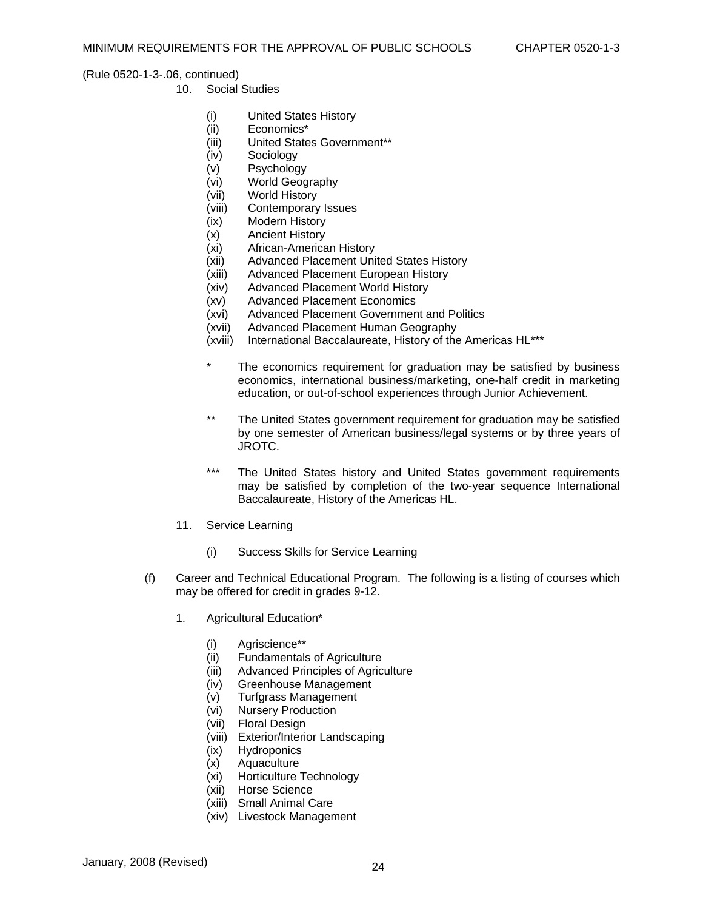(Rule 0520-1-3-.06, continued)

10. Social Studies

    (i) United States History
    (ii) Economics*
    (iii) United States Government**
    (iv) Sociology
    (v) Psychology
    (vi) World Geography
    (vii) World History
    (viii) Contemporary Issues
    (ix) Modern History
    (x) Ancient History
    (xi) African-American History
    (xii) Advanced Placement United States History
    (xiii) Advanced Placement European History
    (xiv) Advanced Placement World History
    (xv) Advanced Placement Economics
    (xvi) Advanced Placement Government and Politics
    (xvii) Advanced Placement Human Geography
    (xviii) International Baccalaureate, History of the Americas HL***

    * The economics requirement for graduation may be satisfied by business economics, international business/marketing, one-half credit in marketing education, or out-of-school experiences through Junior Achievement.

    ** The United States government requirement for graduation may be satisfied by one semester of American business/legal systems or by three years of JROTC.

    *** The United States history and United States government requirements may be satisfied by completion of the two-year sequence International Baccalaureate, History of the Americas HL.

11. Service Learning

    (i) Success Skills for Service Learning

(f) Career and Technical Educational Program. The following is a listing of courses which may be offered for credit in grades 9-12.

1. Agricultural Education*

    (i) Agriscience**
    (ii) Fundamentals of Agriculture
    (iii) Advanced Principles of Agriculture
    (iv) Greenhouse Management
    (v) Turfgrass Management
    (vi) Nursery Production
    (vii) Floral Design
    (viii) Exterior/Interior Landscaping
    (ix) Hydroponics
    (x) Aquaculture
    (xi) Horticulture Technology
    (xii) Horse Science
    (xiii) Small Animal Care
    (xiv) Livestock Management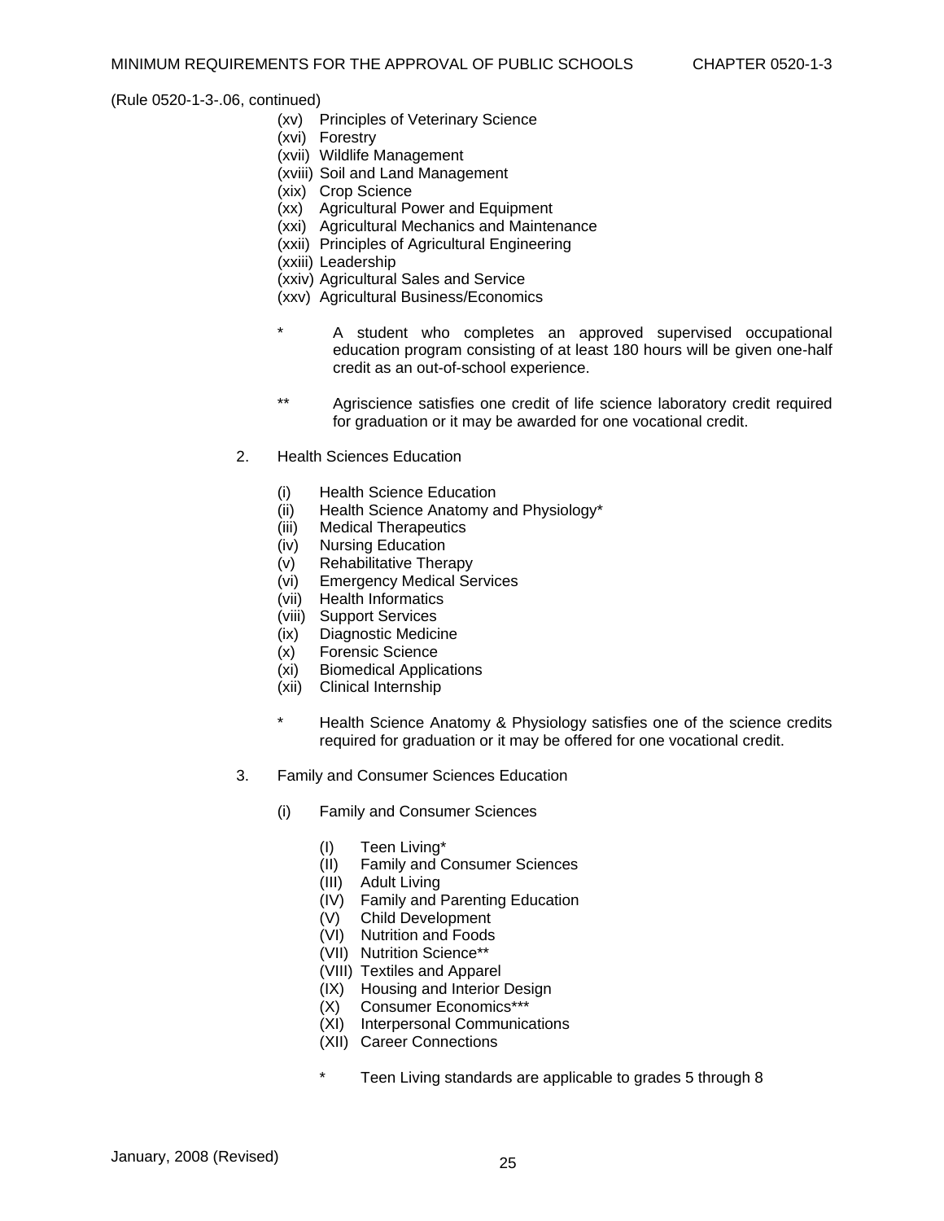(Rule 0520-1-3-.06, continued)

(xv) Principles of Veterinary Science
(xvi) Forestry
(xvii) Wildlife Management
(xviii) Soil and Land Management
(xix) Crop Science
(xx) Agricultural Power and Equipment
(xxi) Agricultural Mechanics and Maintenance
(xxii) Principles of Agricultural Engineering
(xxiii) Leadership
(xxiv) Agricultural Sales and Service
(xxv) Agricultural Business/Economics

\* A student who completes an approved supervised occupational education program consisting of at least 180 hours will be given one-half credit as an out-of-school experience.

\*\* Agriscience satisfies one credit of life science laboratory credit required for graduation or it may be awarded for one vocational credit.

2. Health Sciences Education

(i) Health Science Education
(ii) Health Science Anatomy and Physiology*
(iii) Medical Therapeutics
(iv) Nursing Education
(v) Rehabilitative Therapy
(vi) Emergency Medical Services
(vii) Health Informatics
(viii) Support Services
(ix) Diagnostic Medicine
(x) Forensic Science
(xi) Biomedical Applications
(xii) Clinical Internship

\* Health Science Anatomy & Physiology satisfies one of the science credits required for graduation or it may be offered for one vocational credit.

3. Family and Consumer Sciences Education

(i) Family and Consumer Sciences

(I) Teen Living*
(II) Family and Consumer Sciences
(III) Adult Living
(IV) Family and Parenting Education
(V) Child Development
(VI) Nutrition and Foods
(VII) Nutrition Science**
(VIII) Textiles and Apparel
(IX) Housing and Interior Design
(X) Consumer Economics***
(XI) Interpersonal Communications
(XII) Career Connections

\* Teen Living standards are applicable to grades 5 through 8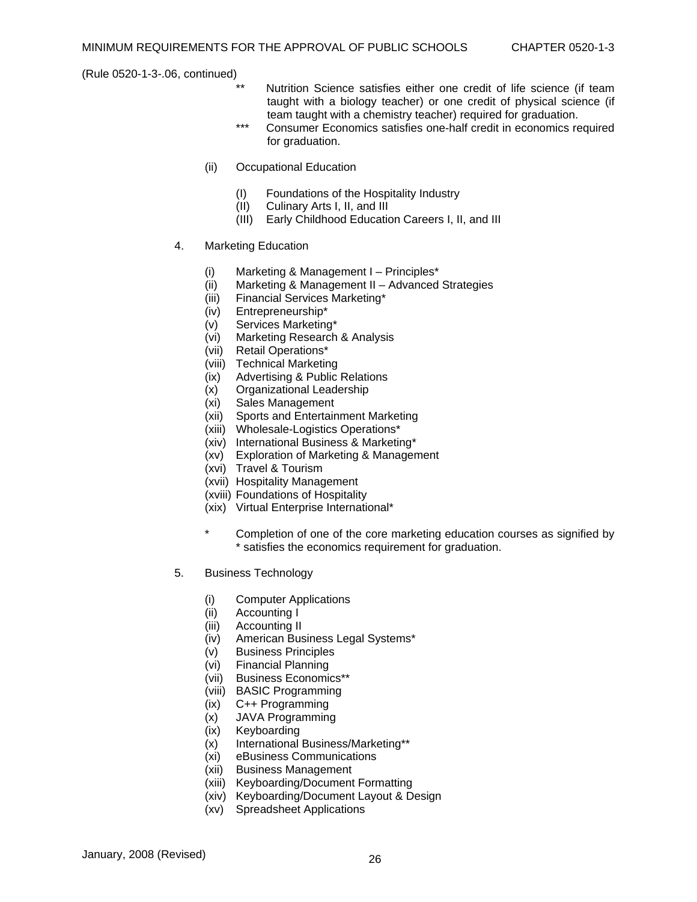(Rule 0520-1-3-.06, continued)

** Nutrition Science satisfies either one credit of life science (if team taught with a biology teacher) or one credit of physical science (if team taught with a chemistry teacher) required for graduation.

*** Consumer Economics satisfies one-half credit in economics required for graduation.

(ii) Occupational Education

(I) Foundations of the Hospitality Industry
(II) Culinary Arts I, II, and III
(III) Early Childhood Education Careers I, II, and III

4. Marketing Education

(i) Marketing & Management I – Principles*
(ii) Marketing & Management II – Advanced Strategies
(iii) Financial Services Marketing*
(iv) Entrepreneurship*
(v) Services Marketing*
(vi) Marketing Research & Analysis
(vii) Retail Operations*
(viii) Technical Marketing
(ix) Advertising & Public Relations
(x) Organizational Leadership
(xi) Sales Management
(xii) Sports and Entertainment Marketing
(xiii) Wholesale-Logistics Operations*
(xiv) International Business & Marketing*
(xv) Exploration of Marketing & Management
(xvi) Travel & Tourism
(xvii) Hospitality Management
(xviii) Foundations of Hospitality
(xix) Virtual Enterprise International*

\* Completion of one of the core marketing education courses as signified by * satisfies the economics requirement for graduation.

5. Business Technology

(i) Computer Applications
(ii) Accounting I
(iii) Accounting II
(iv) American Business Legal Systems*
(v) Business Principles
(vi) Financial Planning
(vii) Business Economics**
(viii) BASIC Programming
(ix) C++ Programming
(x) JAVA Programming
(ix) Keyboarding
(x) International Business/Marketing**
(xi) eBusiness Communications
(xii) Business Management
(xiii) Keyboarding/Document Formatting
(xiv) Keyboarding/Document Layout & Design
(xv) Spreadsheet Applications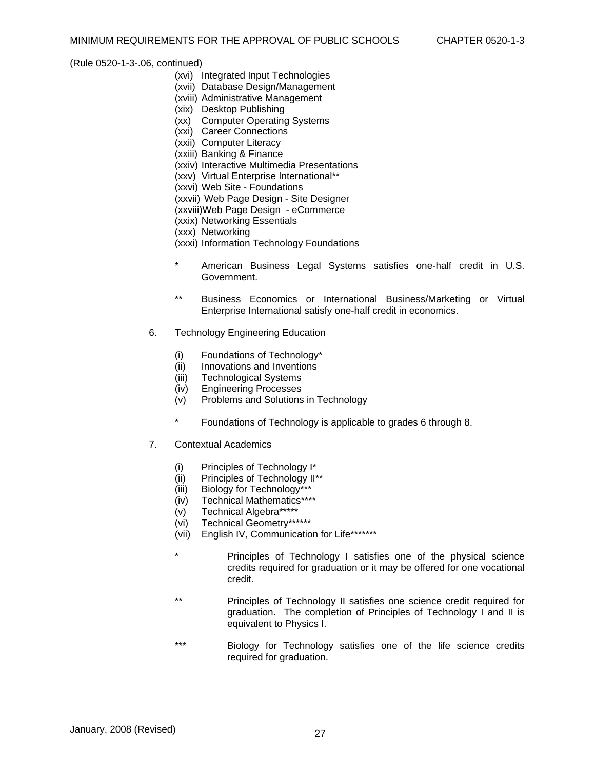(Rule 0520-1-3-.06, continued)

(xvi) Integrated Input Technologies
(xvii) Database Design/Management
(xviii) Administrative Management
(xix) Desktop Publishing
(xx) Computer Operating Systems
(xxi) Career Connections
(xxii) Computer Literacy
(xxiii) Banking & Finance
(xxiv) Interactive Multimedia Presentations
(xxv) Virtual Enterprise International**
(xxvi) Web Site - Foundations
(xxvii) Web Page Design - Site Designer
(xxviii) Web Page Design - eCommerce
(xxix) Networking Essentials
(xxx) Networking
(xxxi) Information Technology Foundations

\* American Business Legal Systems satisfies one-half credit in U.S. Government.

\*\* Business Economics or International Business/Marketing or Virtual Enterprise International satisfy one-half credit in economics.

6. Technology Engineering Education

(i) Foundations of Technology*
(ii) Innovations and Inventions
(iii) Technological Systems
(iv) Engineering Processes
(v) Problems and Solutions in Technology

\* Foundations of Technology is applicable to grades 6 through 8.

7. Contextual Academics

(i) Principles of Technology I*
(ii) Principles of Technology II**
(iii) Biology for Technology***
(iv) Technical Mathematics****
(v) Technical Algebra*****
(vi) Technical Geometry******
(vii) English IV, Communication for Life*******

\* Principles of Technology I satisfies one of the physical science credits required for graduation or it may be offered for one vocational credit.

\*\* Principles of Technology II satisfies one science credit required for graduation. The completion of Principles of Technology I and II is equivalent to Physics I.

\*\*\* Biology for Technology satisfies one of the life science credits required for graduation.

January, 2008 (Revised)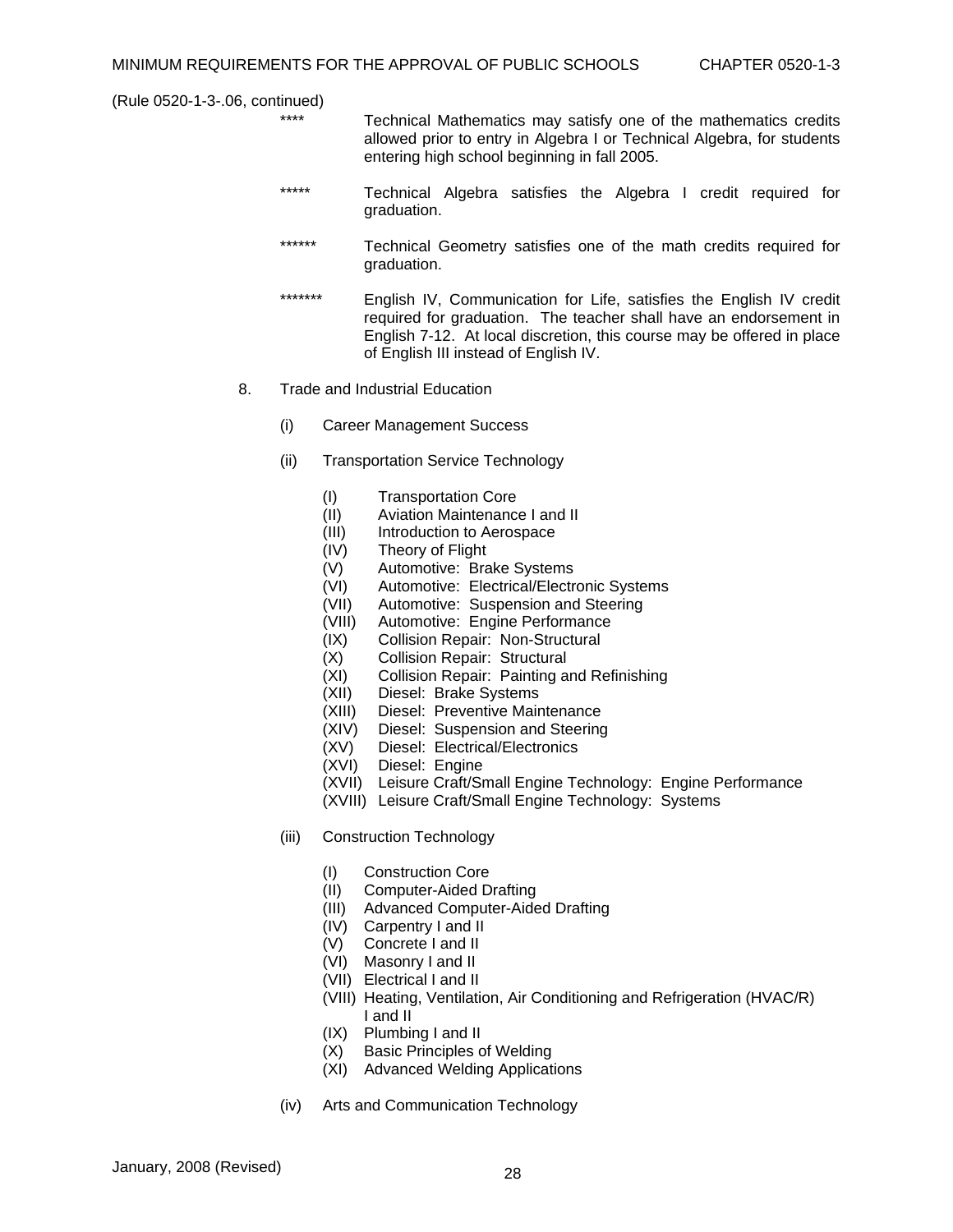(Rule 0520-1-3-.06, continued)

**** Technical Mathematics may satisfy one of the mathematics credits allowed prior to entry in Algebra I or Technical Algebra, for students entering high school beginning in fall 2005.

***** Technical Algebra satisfies the Algebra I credit required for graduation.

****** Technical Geometry satisfies one of the math credits required for graduation.

******* English IV, Communication for Life, satisfies the English IV credit required for graduation. The teacher shall have an endorsement in English 7-12. At local discretion, this course may be offered in place of English III instead of English IV.

8. Trade and Industrial Education

 (i) Career Management Success

 (ii) Transportation Service Technology

  (I) Transportation Core
  (II) Aviation Maintenance I and II
  (III) Introduction to Aerospace
  (IV) Theory of Flight
  (V) Automotive: Brake Systems
  (VI) Automotive: Electrical/Electronic Systems
  (VII) Automotive: Suspension and Steering
  (VIII) Automotive: Engine Performance
  (IX) Collision Repair: Non-Structural
  (X) Collision Repair: Structural
  (XI) Collision Repair: Painting and Refinishing
  (XII) Diesel: Brake Systems
  (XIII) Diesel: Preventive Maintenance
  (XIV) Diesel: Suspension and Steering
  (XV) Diesel: Electrical/Electronics
  (XVI) Diesel: Engine
  (XVII) Leisure Craft/Small Engine Technology: Engine Performance
  (XVIII) Leisure Craft/Small Engine Technology: Systems

 (iii) Construction Technology

  (I) Construction Core
  (II) Computer-Aided Drafting
  (III) Advanced Computer-Aided Drafting
  (IV) Carpentry I and II
  (V) Concrete I and II
  (VI) Masonry I and II
  (VII) Electrical I and II
  (VIII) Heating, Ventilation, Air Conditioning and Refrigeration (HVAC/R) I and II
  (IX) Plumbing I and II
  (X) Basic Principles of Welding
  (XI) Advanced Welding Applications

 (iv) Arts and Communication Technology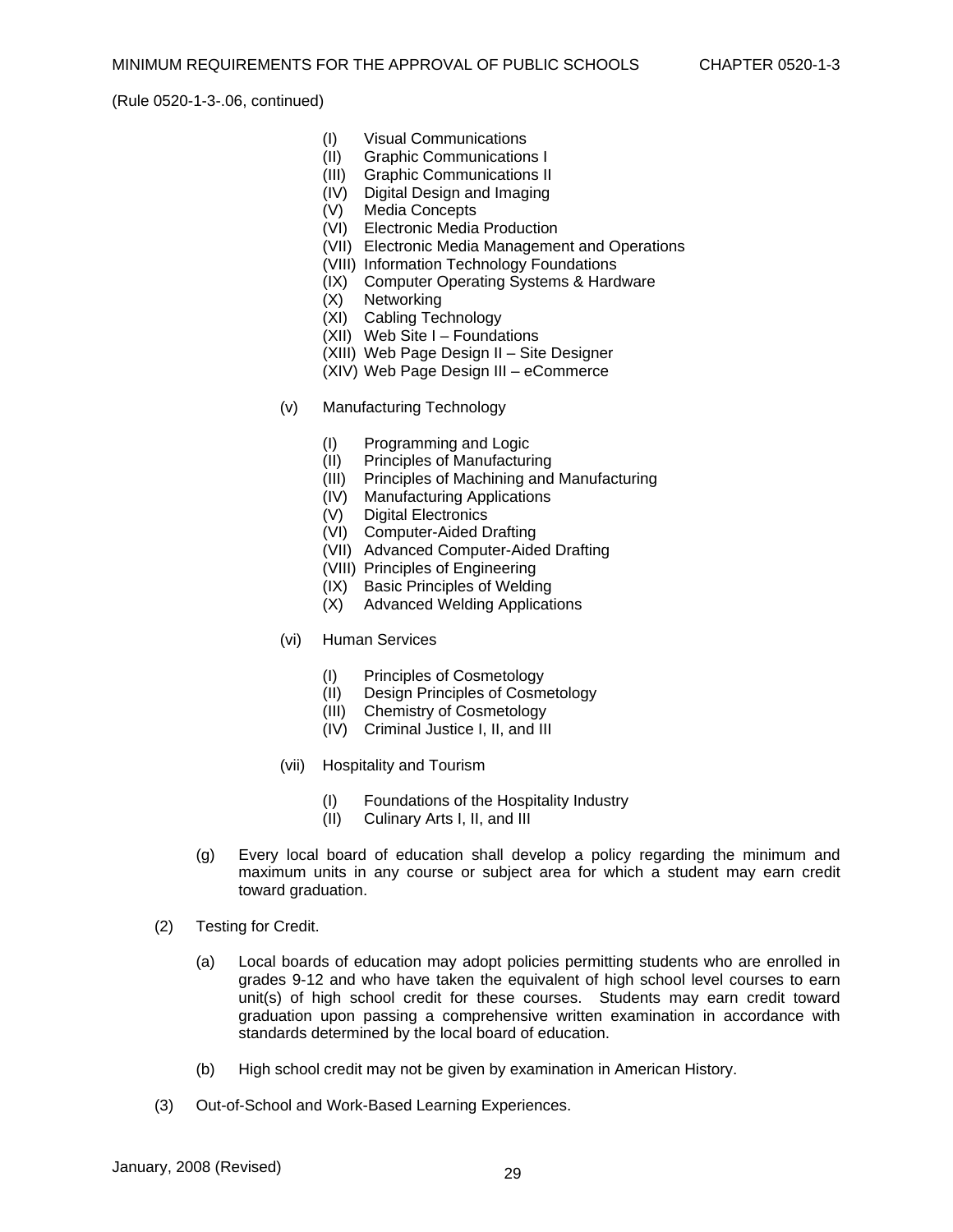(Rule 0520-1-3-.06, continued)

- (I) Visual Communications
- (II) Graphic Communications I
- (III) Graphic Communications II
- (IV) Digital Design and Imaging
- (V) Media Concepts
- (VI) Electronic Media Production
- (VII) Electronic Media Management and Operations
- (VIII) Information Technology Foundations
- (IX) Computer Operating Systems & Hardware
- (X) Networking
- (XI) Cabling Technology
- (XII) Web Site I – Foundations
- (XIII) Web Page Design II – Site Designer
- (XIV) Web Page Design III – eCommerce

(v) Manufacturing Technology

- (I) Programming and Logic
- (II) Principles of Manufacturing
- (III) Principles of Machining and Manufacturing
- (IV) Manufacturing Applications
- (V) Digital Electronics
- (VI) Computer-Aided Drafting
- (VII) Advanced Computer-Aided Drafting
- (VIII) Principles of Engineering
- (IX) Basic Principles of Welding
- (X) Advanced Welding Applications

(vi) Human Services

- (I) Principles of Cosmetology
- (II) Design Principles of Cosmetology
- (III) Chemistry of Cosmetology
- (IV) Criminal Justice I, II, and III

(vii) Hospitality and Tourism

- (I) Foundations of the Hospitality Industry
- (II) Culinary Arts I, II, and III

(g) Every local board of education shall develop a policy regarding the minimum and maximum units in any course or subject area for which a student may earn credit toward graduation.

(2) Testing for Credit.

(a) Local boards of education may adopt policies permitting students who are enrolled in grades 9-12 and who have taken the equivalent of high school level courses to earn unit(s) of high school credit for these courses. Students may earn credit toward graduation upon passing a comprehensive written examination in accordance with standards determined by the local board of education.

(b) High school credit may not be given by examination in American History.

(3) Out-of-School and Work-Based Learning Experiences.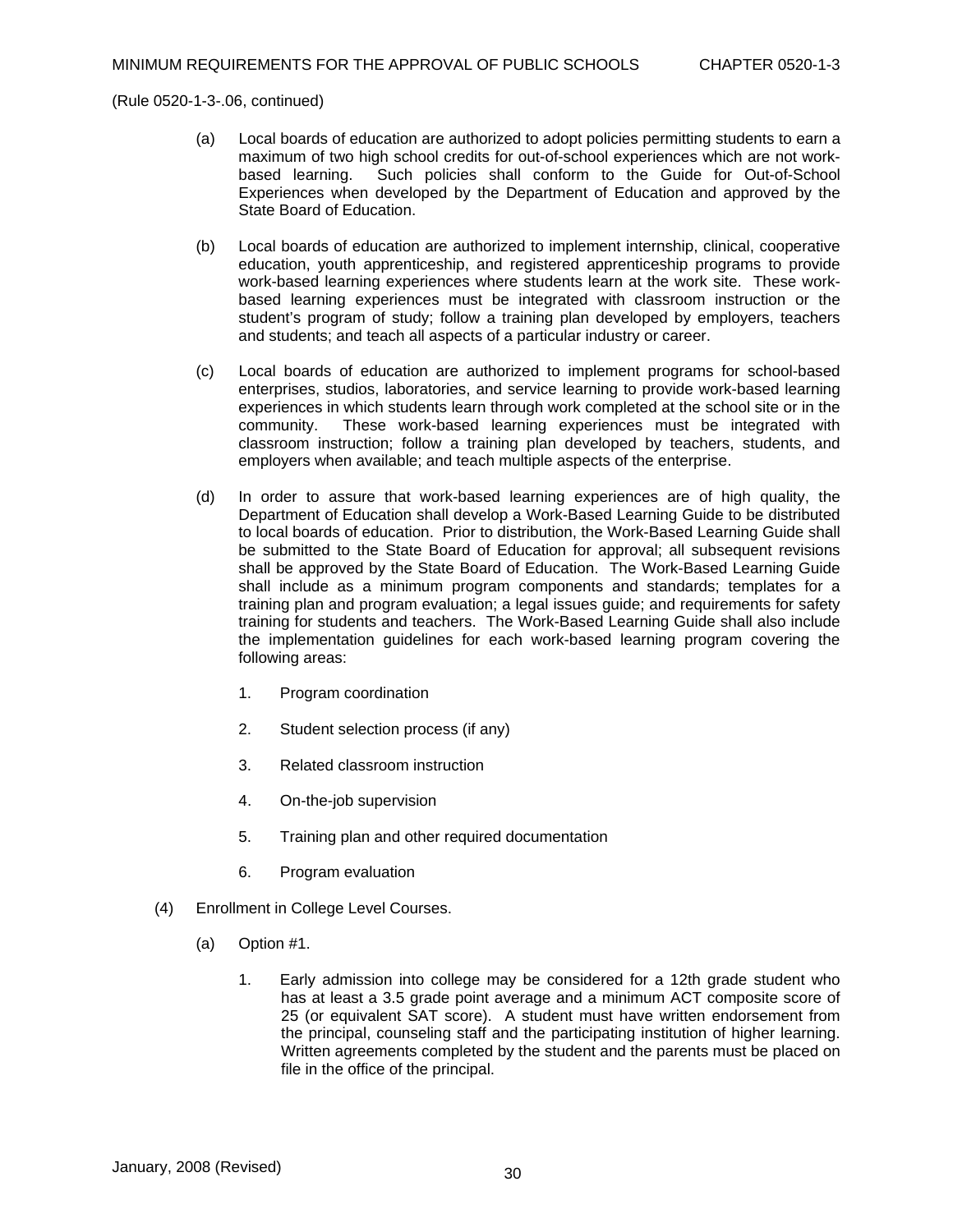(Rule 0520-1-3-.06, continued)

(a) Local boards of education are authorized to adopt policies permitting students to earn a maximum of two high school credits for out-of-school experiences which are not work-based learning. Such policies shall conform to the Guide for Out-of-School Experiences when developed by the Department of Education and approved by the State Board of Education.

(b) Local boards of education are authorized to implement internship, clinical, cooperative education, youth apprenticeship, and registered apprenticeship programs to provide work-based learning experiences where students learn at the work site. These work-based learning experiences must be integrated with classroom instruction or the student's program of study; follow a training plan developed by employers, teachers and students; and teach all aspects of a particular industry or career.

(c) Local boards of education are authorized to implement programs for school-based enterprises, studios, laboratories, and service learning to provide work-based learning experiences in which students learn through work completed at the school site or in the community. These work-based learning experiences must be integrated with classroom instruction; follow a training plan developed by teachers, students, and employers when available; and teach multiple aspects of the enterprise.

(d) In order to assure that work-based learning experiences are of high quality, the Department of Education shall develop a Work-Based Learning Guide to be distributed to local boards of education. Prior to distribution, the Work-Based Learning Guide shall be submitted to the State Board of Education for approval; all subsequent revisions shall be approved by the State Board of Education. The Work-Based Learning Guide shall include as a minimum program components and standards; templates for a training plan and program evaluation; a legal issues guide; and requirements for safety training for students and teachers. The Work-Based Learning Guide shall also include the implementation guidelines for each work-based learning program covering the following areas:

1. Program coordination
2. Student selection process (if any)
3. Related classroom instruction
4. On-the-job supervision
5. Training plan and other required documentation
6. Program evaluation

(4) Enrollment in College Level Courses.

(a) Option #1.

1. Early admission into college may be considered for a 12th grade student who has at least a 3.5 grade point average and a minimum ACT composite score of 25 (or equivalent SAT score). A student must have written endorsement from the principal, counseling staff and the participating institution of higher learning. Written agreements completed by the student and the parents must be placed on file in the office of the principal.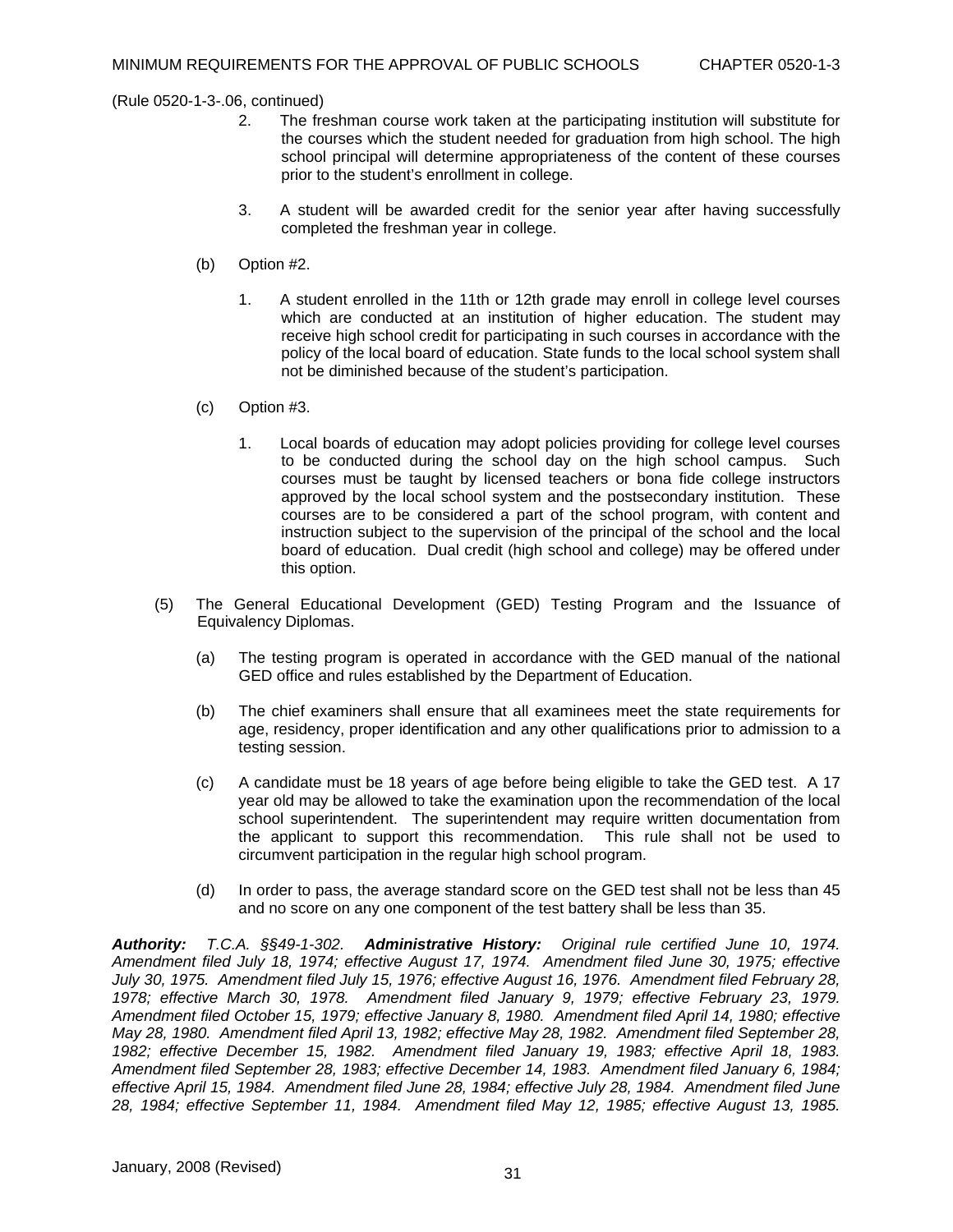(Rule 0520-1-3-.06, continued)

2. The freshman course work taken at the participating institution will substitute for the courses which the student needed for graduation from high school. The high school principal will determine appropriateness of the content of these courses prior to the student's enrollment in college.

3. A student will be awarded credit for the senior year after having successfully completed the freshman year in college.

(b) Option #2.

1. A student enrolled in the 11th or 12th grade may enroll in college level courses which are conducted at an institution of higher education. The student may receive high school credit for participating in such courses in accordance with the policy of the local board of education. State funds to the local school system shall not be diminished because of the student's participation.

(c) Option #3.

1. Local boards of education may adopt policies providing for college level courses to be conducted during the school day on the high school campus. Such courses must be taught by licensed teachers or bona fide college instructors approved by the local school system and the postsecondary institution. These courses are to be considered a part of the school program, with content and instruction subject to the supervision of the principal of the school and the local board of education. Dual credit (high school and college) may be offered under this option.

(5) The General Educational Development (GED) Testing Program and the Issuance of Equivalency Diplomas.

(a) The testing program is operated in accordance with the GED manual of the national GED office and rules established by the Department of Education.

(b) The chief examiners shall ensure that all examinees meet the state requirements for age, residency, proper identification and any other qualifications prior to admission to a testing session.

(c) A candidate must be 18 years of age before being eligible to take the GED test. A 17 year old may be allowed to take the examination upon the recommendation of the local school superintendent. The superintendent may require written documentation from the applicant to support this recommendation. This rule shall not be used to circumvent participation in the regular high school program.

(d) In order to pass, the average standard score on the GED test shall not be less than 45 and no score on any one component of the test battery shall be less than 35.

***Authority:*** *T.C.A. §§49-1-302.* ***Administrative History:*** *Original rule certified June 10, 1974. Amendment filed July 18, 1974; effective August 17, 1974. Amendment filed June 30, 1975; effective July 30, 1975. Amendment filed July 15, 1976; effective August 16, 1976. Amendment filed February 28, 1978; effective March 30, 1978. Amendment filed January 9, 1979; effective February 23, 1979. Amendment filed October 15, 1979; effective January 8, 1980. Amendment filed April 14, 1980; effective May 28, 1980. Amendment filed April 13, 1982; effective May 28, 1982. Amendment filed September 28, 1982; effective December 15, 1982. Amendment filed January 19, 1983; effective April 18, 1983. Amendment filed September 28, 1983; effective December 14, 1983. Amendment filed January 6, 1984; effective April 15, 1984. Amendment filed June 28, 1984; effective July 28, 1984. Amendment filed June 28, 1984; effective September 11, 1984. Amendment filed May 12, 1985; effective August 13, 1985.*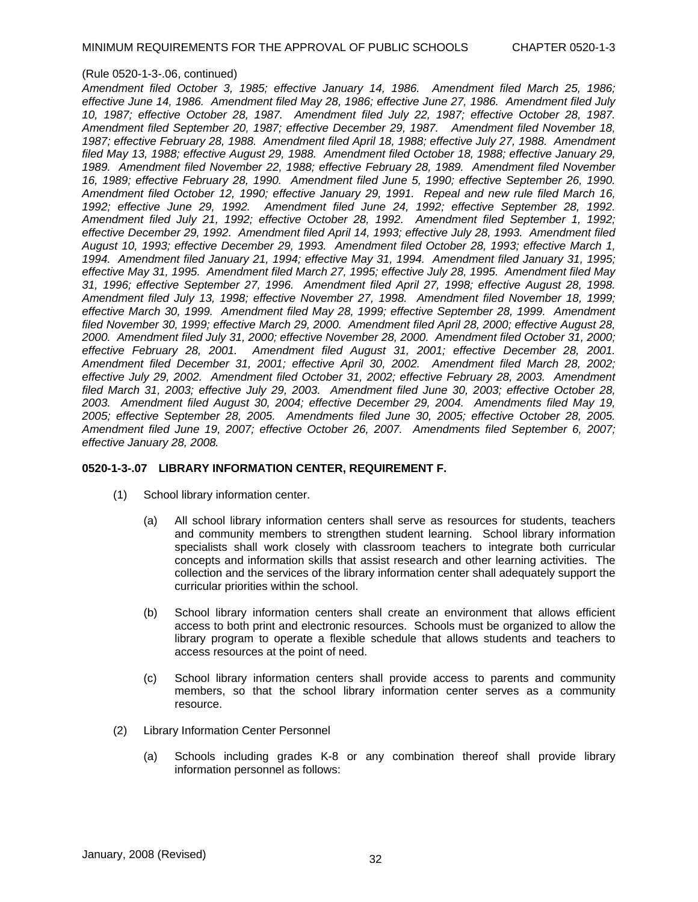(Rule 0520-1-3-.06, continued)

*Amendment filed October 3, 1985; effective January 14, 1986. Amendment filed March 25, 1986; effective June 14, 1986. Amendment filed May 28, 1986; effective June 27, 1986. Amendment filed July 10, 1987; effective October 28, 1987. Amendment filed July 22, 1987; effective October 28, 1987. Amendment filed September 20, 1987; effective December 29, 1987. Amendment filed November 18, 1987; effective February 28, 1988. Amendment filed April 18, 1988; effective July 27, 1988. Amendment filed May 13, 1988; effective August 29, 1988. Amendment filed October 18, 1988; effective January 29, 1989. Amendment filed November 22, 1988; effective February 28, 1989. Amendment filed November 16, 1989; effective February 28, 1990. Amendment filed June 5, 1990; effective September 26, 1990. Amendment filed October 12, 1990; effective January 29, 1991. Repeal and new rule filed March 16, 1992; effective June 29, 1992. Amendment filed June 24, 1992; effective September 28, 1992. Amendment filed July 21, 1992; effective October 28, 1992. Amendment filed September 1, 1992; effective December 29, 1992. Amendment filed April 14, 1993; effective July 28, 1993. Amendment filed August 10, 1993; effective December 29, 1993. Amendment filed October 28, 1993; effective March 1, 1994. Amendment filed January 21, 1994; effective May 31, 1994. Amendment filed January 31, 1995; effective May 31, 1995. Amendment filed March 27, 1995; effective July 28, 1995. Amendment filed May 31, 1996; effective September 27, 1996. Amendment filed April 27, 1998; effective August 28, 1998. Amendment filed July 13, 1998; effective November 27, 1998. Amendment filed November 18, 1999; effective March 30, 1999. Amendment filed May 28, 1999; effective September 28, 1999. Amendment filed November 30, 1999; effective March 29, 2000. Amendment filed April 28, 2000; effective August 28, 2000. Amendment filed July 31, 2000; effective November 28, 2000. Amendment filed October 31, 2000; effective February 28, 2001. Amendment filed August 31, 2001; effective December 28, 2001. Amendment filed December 31, 2001; effective April 30, 2002. Amendment filed March 28, 2002; effective July 29, 2002. Amendment filed October 31, 2002; effective February 28, 2003. Amendment filed March 31, 2003; effective July 29, 2003. Amendment filed June 30, 2003; effective October 28, 2003. Amendment filed August 30, 2004; effective December 29, 2004. Amendments filed May 19, 2005; effective September 28, 2005. Amendments filed June 30, 2005; effective October 28, 2005. Amendment filed June 19, 2007; effective October 26, 2007. Amendments filed September 6, 2007; effective January 28, 2008.*

**0520-1-3-.07 LIBRARY INFORMATION CENTER, REQUIREMENT F.**

(1) School library information center.

(a) All school library information centers shall serve as resources for students, teachers and community members to strengthen student learning. School library information specialists shall work closely with classroom teachers to integrate both curricular concepts and information skills that assist research and other learning activities. The collection and the services of the library information center shall adequately support the curricular priorities within the school.

(b) School library information centers shall create an environment that allows efficient access to both print and electronic resources. Schools must be organized to allow the library program to operate a flexible schedule that allows students and teachers to access resources at the point of need.

(c) School library information centers shall provide access to parents and community members, so that the school library information center serves as a community resource.

(2) Library Information Center Personnel

(a) Schools including grades K-8 or any combination thereof shall provide library information personnel as follows: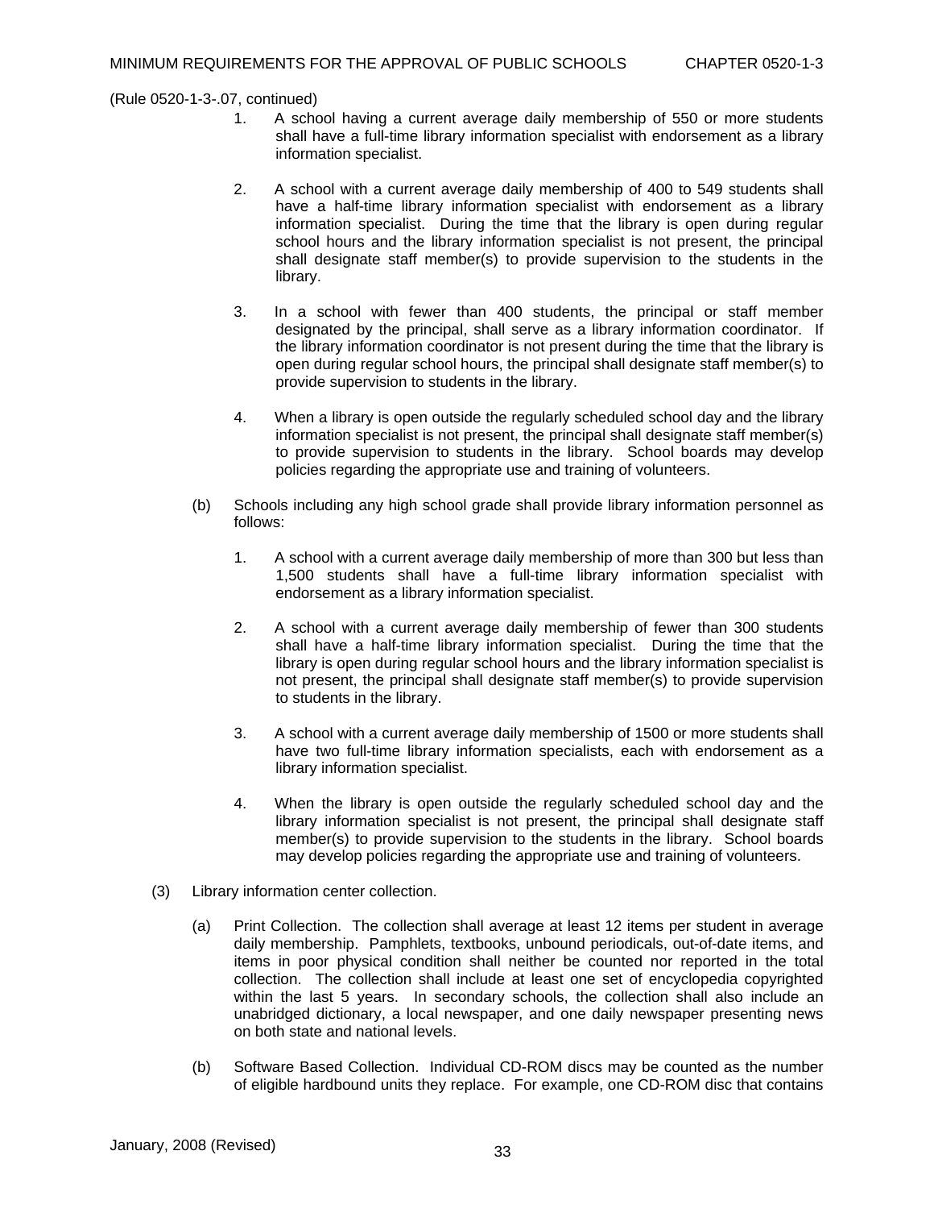(Rule 0520-1-3-.07, continued)

1. A school having a current average daily membership of 550 or more students shall have a full-time library information specialist with endorsement as a library information specialist.

2. A school with a current average daily membership of 400 to 549 students shall have a half-time library information specialist with endorsement as a library information specialist. During the time that the library is open during regular school hours and the library information specialist is not present, the principal shall designate staff member(s) to provide supervision to the students in the library.

3. In a school with fewer than 400 students, the principal or staff member designated by the principal, shall serve as a library information coordinator. If the library information coordinator is not present during the time that the library is open during regular school hours, the principal shall designate staff member(s) to provide supervision to students in the library.

4. When a library is open outside the regularly scheduled school day and the library information specialist is not present, the principal shall designate staff member(s) to provide supervision to students in the library. School boards may develop policies regarding the appropriate use and training of volunteers.

(b) Schools including any high school grade shall provide library information personnel as follows:

1. A school with a current average daily membership of more than 300 but less than 1,500 students shall have a full-time library information specialist with endorsement as a library information specialist.

2. A school with a current average daily membership of fewer than 300 students shall have a half-time library information specialist. During the time that the library is open during regular school hours and the library information specialist is not present, the principal shall designate staff member(s) to provide supervision to students in the library.

3. A school with a current average daily membership of 1500 or more students shall have two full-time library information specialists, each with endorsement as a library information specialist.

4. When the library is open outside the regularly scheduled school day and the library information specialist is not present, the principal shall designate staff member(s) to provide supervision to the students in the library. School boards may develop policies regarding the appropriate use and training of volunteers.

(3) Library information center collection.

(a) Print Collection. The collection shall average at least 12 items per student in average daily membership. Pamphlets, textbooks, unbound periodicals, out-of-date items, and items in poor physical condition shall neither be counted nor reported in the total collection. The collection shall include at least one set of encyclopedia copyrighted within the last 5 years. In secondary schools, the collection shall also include an unabridged dictionary, a local newspaper, and one daily newspaper presenting news on both state and national levels.

(b) Software Based Collection. Individual CD-ROM discs may be counted as the number of eligible hardbound units they replace. For example, one CD-ROM disc that contains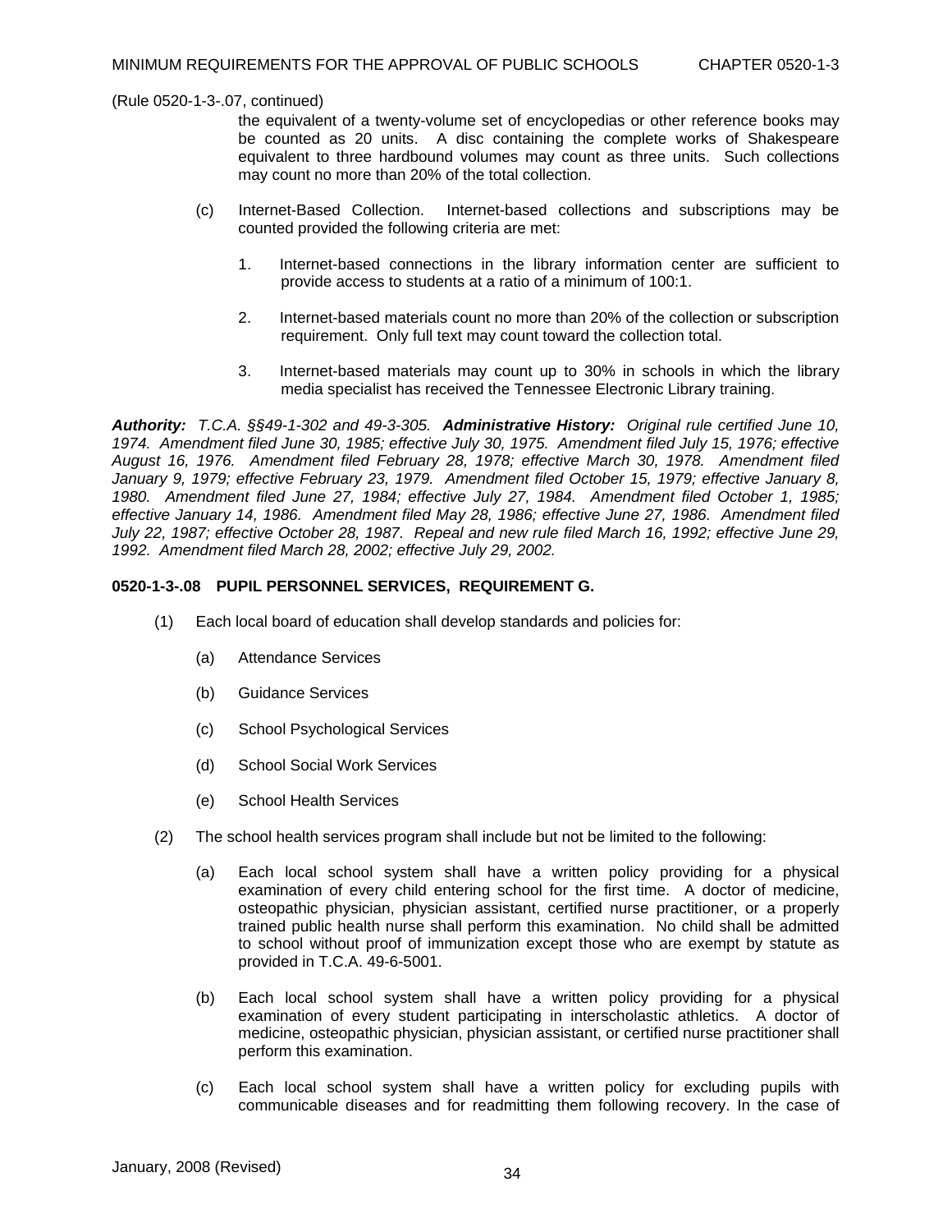(Rule 0520-1-3-.07, continued)

the equivalent of a twenty-volume set of encyclopedias or other reference books may be counted as 20 units. A disc containing the complete works of Shakespeare equivalent to three hardbound volumes may count as three units. Such collections may count no more than 20% of the total collection.

(c) Internet-Based Collection. Internet-based collections and subscriptions may be counted provided the following criteria are met:

1. Internet-based connections in the library information center are sufficient to provide access to students at a ratio of a minimum of 100:1.

2. Internet-based materials count no more than 20% of the collection or subscription requirement. Only full text may count toward the collection total.

3. Internet-based materials may count up to 30% in schools in which the library media specialist has received the Tennessee Electronic Library training.

***Authority:*** *T.C.A. §§49-1-302 and 49-3-305.* ***Administrative History:*** *Original rule certified June 10, 1974. Amendment filed June 30, 1985; effective July 30, 1975. Amendment filed July 15, 1976; effective August 16, 1976. Amendment filed February 28, 1978; effective March 30, 1978. Amendment filed January 9, 1979; effective February 23, 1979. Amendment filed October 15, 1979; effective January 8, 1980. Amendment filed June 27, 1984; effective July 27, 1984. Amendment filed October 1, 1985; effective January 14, 1986. Amendment filed May 28, 1986; effective June 27, 1986. Amendment filed July 22, 1987; effective October 28, 1987. Repeal and new rule filed March 16, 1992; effective June 29, 1992. Amendment filed March 28, 2002; effective July 29, 2002.*

**0520-1-3-.08 PUPIL PERSONNEL SERVICES, REQUIREMENT G.**

(1) Each local board of education shall develop standards and policies for:

(a) Attendance Services

(b) Guidance Services

(c) School Psychological Services

(d) School Social Work Services

(e) School Health Services

(2) The school health services program shall include but not be limited to the following:

(a) Each local school system shall have a written policy providing for a physical examination of every child entering school for the first time. A doctor of medicine, osteopathic physician, physician assistant, certified nurse practitioner, or a properly trained public health nurse shall perform this examination. No child shall be admitted to school without proof of immunization except those who are exempt by statute as provided in T.C.A. 49-6-5001.

(b) Each local school system shall have a written policy providing for a physical examination of every student participating in interscholastic athletics. A doctor of medicine, osteopathic physician, physician assistant, or certified nurse practitioner shall perform this examination.

(c) Each local school system shall have a written policy for excluding pupils with communicable diseases and for readmitting them following recovery. In the case of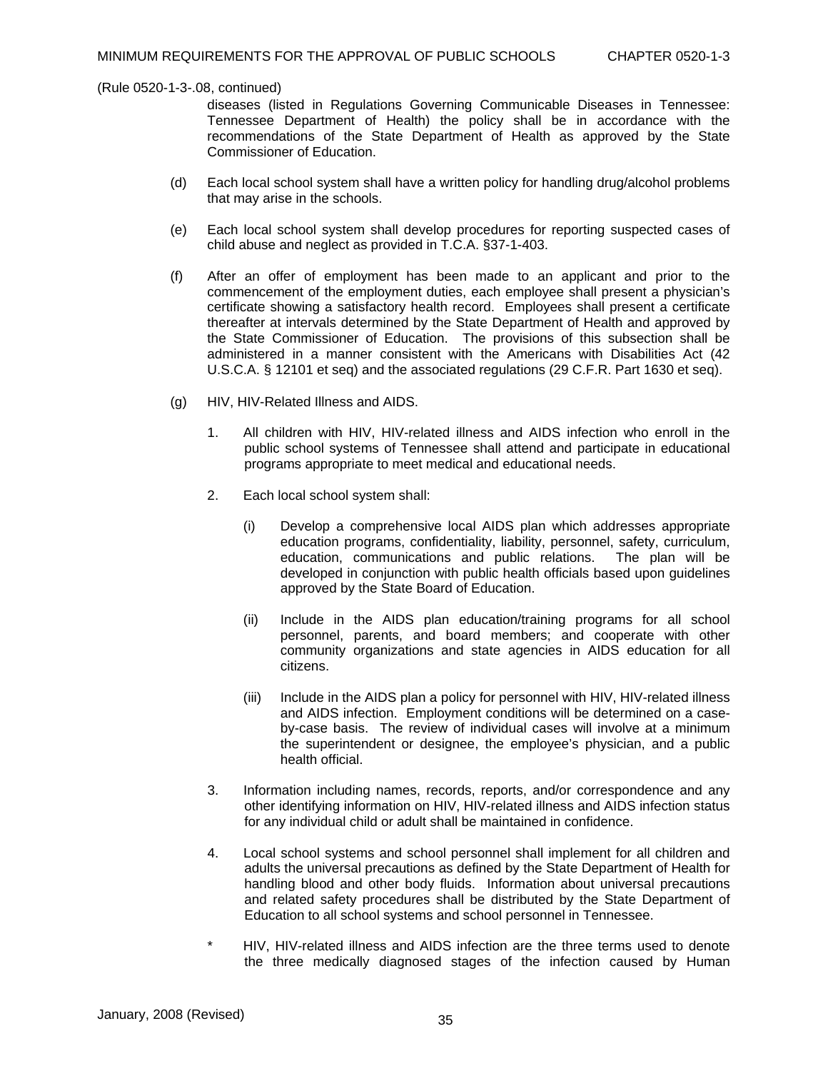(Rule 0520-1-3-.08, continued)

diseases (listed in Regulations Governing Communicable Diseases in Tennessee: Tennessee Department of Health) the policy shall be in accordance with the recommendations of the State Department of Health as approved by the State Commissioner of Education.

(d) Each local school system shall have a written policy for handling drug/alcohol problems that may arise in the schools.

(e) Each local school system shall develop procedures for reporting suspected cases of child abuse and neglect as provided in T.C.A. §37-1-403.

(f) After an offer of employment has been made to an applicant and prior to the commencement of the employment duties, each employee shall present a physician's certificate showing a satisfactory health record. Employees shall present a certificate thereafter at intervals determined by the State Department of Health and approved by the State Commissioner of Education. The provisions of this subsection shall be administered in a manner consistent with the Americans with Disabilities Act (42 U.S.C.A. § 12101 et seq) and the associated regulations (29 C.F.R. Part 1630 et seq).

(g) HIV, HIV-Related Illness and AIDS.

1. All children with HIV, HIV-related illness and AIDS infection who enroll in the public school systems of Tennessee shall attend and participate in educational programs appropriate to meet medical and educational needs.

2. Each local school system shall:

   (i) Develop a comprehensive local AIDS plan which addresses appropriate education programs, confidentiality, liability, personnel, safety, curriculum, education, communications and public relations. The plan will be developed in conjunction with public health officials based upon guidelines approved by the State Board of Education.

   (ii) Include in the AIDS plan education/training programs for all school personnel, parents, and board members; and cooperate with other community organizations and state agencies in AIDS education for all citizens.

   (iii) Include in the AIDS plan a policy for personnel with HIV, HIV-related illness and AIDS infection. Employment conditions will be determined on a case-by-case basis. The review of individual cases will involve at a minimum the superintendent or designee, the employee's physician, and a public health official.

3. Information including names, records, reports, and/or correspondence and any other identifying information on HIV, HIV-related illness and AIDS infection status for any individual child or adult shall be maintained in confidence.

4. Local school systems and school personnel shall implement for all children and adults the universal precautions as defined by the State Department of Health for handling blood and other body fluids. Information about universal precautions and related safety procedures shall be distributed by the State Department of Education to all school systems and school personnel in Tennessee.

\* HIV, HIV-related illness and AIDS infection are the three terms used to denote the three medically diagnosed stages of the infection caused by Human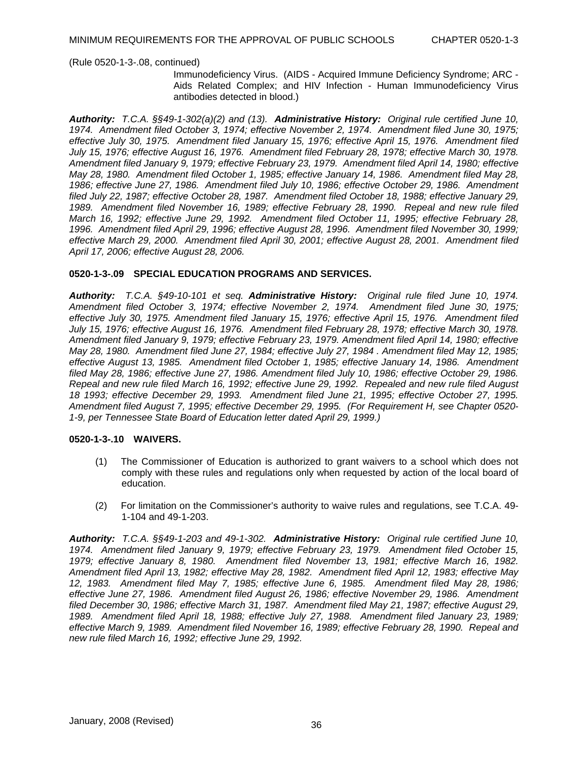(Rule 0520-1-3-.08, continued)

Immunodeficiency Virus. (AIDS - Acquired Immune Deficiency Syndrome; ARC - Aids Related Complex; and HIV Infection - Human Immunodeficiency Virus antibodies detected in blood.)

***Authority:*** *T.C.A. §§49-1-302(a)(2) and (13).* ***Administrative History:*** *Original rule certified June 10, 1974. Amendment filed October 3, 1974; effective November 2, 1974. Amendment filed June 30, 1975; effective July 30, 1975. Amendment filed January 15, 1976; effective April 15, 1976. Amendment filed July 15, 1976; effective August 16, 1976. Amendment filed February 28, 1978; effective March 30, 1978. Amendment filed January 9, 1979; effective February 23, 1979. Amendment filed April 14, 1980; effective May 28, 1980. Amendment filed October 1, 1985; effective January 14, 1986. Amendment filed May 28, 1986; effective June 27, 1986. Amendment filed July 10, 1986; effective October 29, 1986. Amendment filed July 22, 1987; effective October 28, 1987. Amendment filed October 18, 1988; effective January 29, 1989. Amendment filed November 16, 1989; effective February 28, 1990. Repeal and new rule filed March 16, 1992; effective June 29, 1992. Amendment filed October 11, 1995; effective February 28, 1996. Amendment filed April 29, 1996; effective August 28, 1996. Amendment filed November 30, 1999; effective March 29, 2000. Amendment filed April 30, 2001; effective August 28, 2001. Amendment filed April 17, 2006; effective August 28, 2006.*

**0520-1-3-.09 SPECIAL EDUCATION PROGRAMS AND SERVICES.**

***Authority:*** *T.C.A. §49-10-101 et seq.* ***Administrative History:*** *Original rule filed June 10, 1974. Amendment filed October 3, 1974; effective November 2, 1974. Amendment filed June 30, 1975; effective July 30, 1975. Amendment filed January 15, 1976; effective April 15, 1976. Amendment filed July 15, 1976; effective August 16, 1976. Amendment filed February 28, 1978; effective March 30, 1978. Amendment filed January 9, 1979; effective February 23, 1979. Amendment filed April 14, 1980; effective May 28, 1980. Amendment filed June 27, 1984; effective July 27, 1984 . Amendment filed May 12, 1985; effective August 13, 1985. Amendment filed October 1, 1985; effective January 14, 1986. Amendment filed May 28, 1986; effective June 27, 1986. Amendment filed July 10, 1986; effective October 29, 1986. Repeal and new rule filed March 16, 1992; effective June 29, 1992. Repealed and new rule filed August 18 1993; effective December 29, 1993. Amendment filed June 21, 1995; effective October 27, 1995. Amendment filed August 7, 1995; effective December 29, 1995. (For Requirement H, see Chapter 0520-1-9, per Tennessee State Board of Education letter dated April 29, 1999.)*

**0520-1-3-.10 WAIVERS.**

(1) The Commissioner of Education is authorized to grant waivers to a school which does not comply with these rules and regulations only when requested by action of the local board of education.

(2) For limitation on the Commissioner's authority to waive rules and regulations, see T.C.A. 49-1-104 and 49-1-203.

***Authority:*** *T.C.A. §§49-1-203 and 49-1-302.* ***Administrative History:*** *Original rule certified June 10, 1974. Amendment filed January 9, 1979; effective February 23, 1979. Amendment filed October 15, 1979; effective January 8, 1980. Amendment filed November 13, 1981; effective March 16, 1982. Amendment filed April 13, 1982; effective May 28, 1982. Amendment filed April 12, 1983; effective May 12, 1983. Amendment filed May 7, 1985; effective June 6, 1985. Amendment filed May 28, 1986; effective June 27, 1986. Amendment filed August 26, 1986; effective November 29, 1986. Amendment filed December 30, 1986; effective March 31, 1987. Amendment filed May 21, 1987; effective August 29, 1989. Amendment filed April 18, 1988; effective July 27, 1988. Amendment filed January 23, 1989; effective March 9, 1989. Amendment filed November 16, 1989; effective February 28, 1990. Repeal and new rule filed March 16, 1992; effective June 29, 1992.*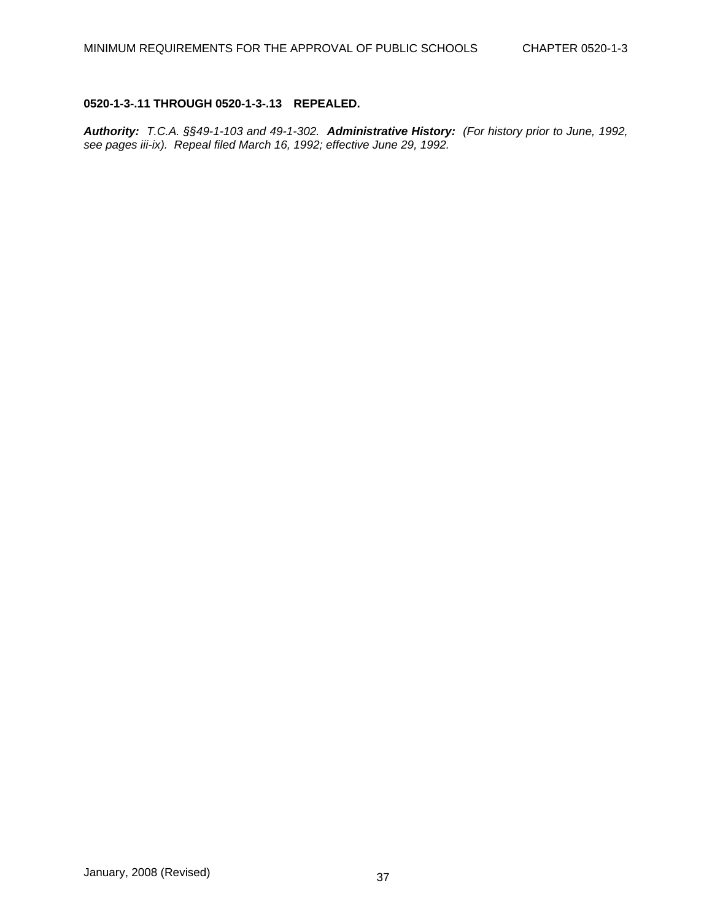**0520-1-3-.11 THROUGH 0520-1-3-.13 REPEALED.**

***Authority:*** *T.C.A. §§49-1-103 and 49-1-302.* ***Administrative History:*** *(For history prior to June, 1992, see pages iii-ix). Repeal filed March 16, 1992; effective June 29, 1992.*